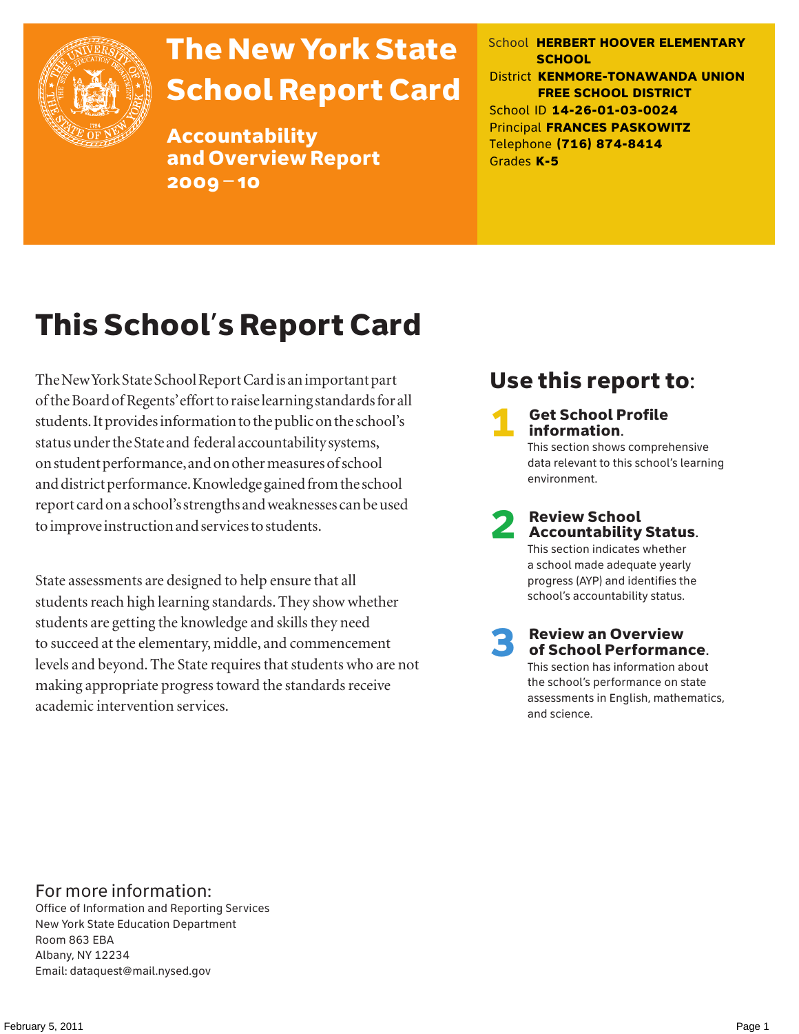# The New York State School Report Card

## Accountability and Overview Report 2009–10

School **HERBERT HOOVER ELEMENTARY SCHOOL**
District **KENMORE-TONAWANDA UNION FREE SCHOOL DISTRICT**
School ID **14-26-01-03-0024**
Principal **FRANCES PASKOWITZ**
Telephone **(716) 874-8414**
Grades **K-5**

# This School's Report Card

The New York State School Report Card is an important part of the Board of Regents' effort to raise learning standards for all students. It provides information to the public on the school's status under the State and federal accountability systems, on student performance, and on other measures of school and district performance. Knowledge gained from the school report card on a school's strengths and weaknesses can be used to improve instruction and services to students.

State assessments are designed to help ensure that all students reach high learning standards. They show whether students are getting the knowledge and skills they need to succeed at the elementary, middle, and commencement levels and beyond. The State requires that students who are not making appropriate progress toward the standards receive academic intervention services.

## Use this report to:

1. **Get School Profile information.** This section shows comprehensive data relevant to this school's learning environment.
2. **Review School Accountability Status.** This section indicates whether a school made adequate yearly progress (AYP) and identifies the school's accountability status.
3. **Review an Overview of School Performance.** This section has information about the school's performance on state assessments in English, mathematics, and science.

For more information:
Office of Information and Reporting Services
New York State Education Department
Room 863 EBA
Albany, NY 12234
Email: dataquest@mail.nysed.gov

February 5, 2011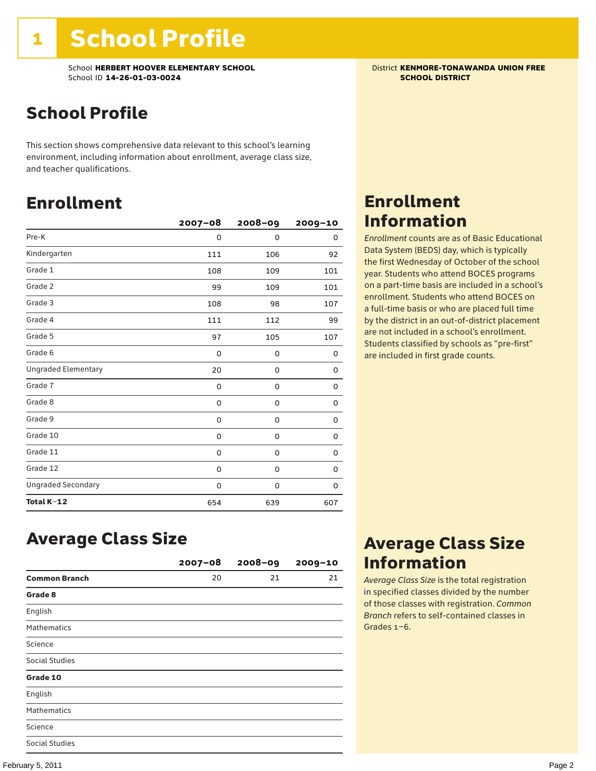# 1 School Profile

School **HERBERT HOOVER ELEMENTARY SCHOOL**
School ID **14-26-01-03-0024**

District **KENMORE-TONAWANDA UNION FREE SCHOOL DISTRICT**

## School Profile

This section shows comprehensive data relevant to this school's learning environment, including information about enrollment, average class size, and teacher qualifications.

## Enrollment

| | 2007–08 | 2008–09 | 2009–10 |
|---|---|---|---|
| Pre-K | 0 | 0 | 0 |
| Kindergarten | 111 | 106 | 92 |
| Grade 1 | 108 | 109 | 101 |
| Grade 2 | 99 | 109 | 101 |
| Grade 3 | 108 | 98 | 107 |
| Grade 4 | 111 | 112 | 99 |
| Grade 5 | 97 | 105 | 107 |
| Grade 6 | 0 | 0 | 0 |
| Ungraded Elementary | 20 | 0 | 0 |
| Grade 7 | 0 | 0 | 0 |
| Grade 8 | 0 | 0 | 0 |
| Grade 9 | 0 | 0 | 0 |
| Grade 10 | 0 | 0 | 0 |
| Grade 11 | 0 | 0 | 0 |
| Grade 12 | 0 | 0 | 0 |
| Ungraded Secondary | 0 | 0 | 0 |
| **Total K–12** | 654 | 639 | 607 |

## Enrollment Information

*Enrollment* counts are as of Basic Educational Data System (BEDS) day, which is typically the first Wednesday of October of the school year. Students who attend BOCES programs on a part-time basis are included in a school's enrollment. Students who attend BOCES on a full-time basis or who are placed full time by the district in an out-of-district placement are not included in a school's enrollment. Students classified by schools as "pre-first" are included in first grade counts.

## Average Class Size

| | 2007–08 | 2008–09 | 2009–10 |
|---|---|---|---|
| **Common Branch** | 20 | 21 | 21 |
| **Grade 8** | | | |
| English | | | |
| Mathematics | | | |
| Science | | | |
| Social Studies | | | |
| **Grade 10** | | | |
| English | | | |
| Mathematics | | | |
| Science | | | |
| Social Studies | | | |

## Average Class Size Information

*Average Class Size* is the total registration in specified classes divided by the number of those classes with registration. *Common Branch* refers to self-contained classes in Grades 1–6.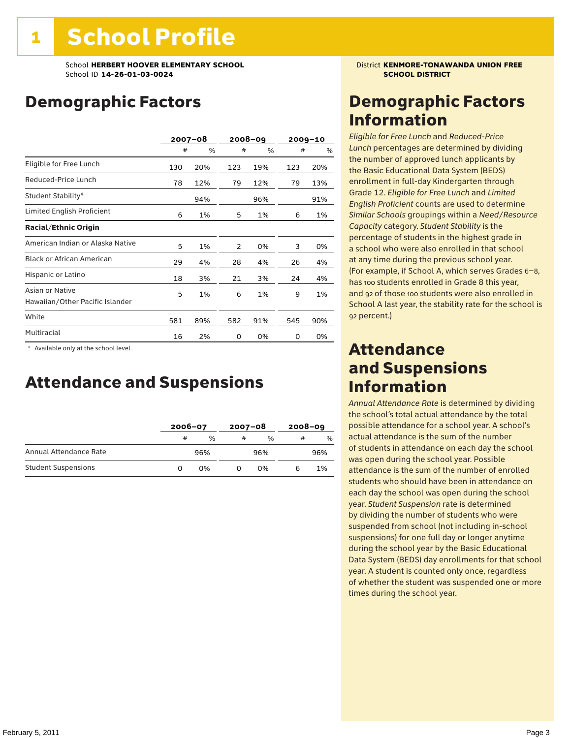# 1 School Profile

School **HERBERT HOOVER ELEMENTARY SCHOOL**
School ID **14-26-01-03-0024**

District **KENMORE-TONAWANDA UNION FREE SCHOOL DISTRICT**

## Demographic Factors

| | 2007–08 | | 2008–09 | | 2009–10 | |
|---|---|---|---|---|---|---|
| | # | % | # | % | # | % |
| Eligible for Free Lunch | 130 | 20% | 123 | 19% | 123 | 20% |
| Reduced-Price Lunch | 78 | 12% | 79 | 12% | 79 | 13% |
| Student Stability* | | 94% | | 96% | | 91% |
| Limited English Proficient | 6 | 1% | 5 | 1% | 6 | 1% |
| **Racial/Ethnic Origin** | | | | | | |
| American Indian or Alaska Native | 5 | 1% | 2 | 0% | 3 | 0% |
| Black or African American | 29 | 4% | 28 | 4% | 26 | 4% |
| Hispanic or Latino | 18 | 3% | 21 | 3% | 24 | 4% |
| Asian or Native Hawaiian/Other Pacific Islander | 5 | 1% | 6 | 1% | 9 | 1% |
| White | 581 | 89% | 582 | 91% | 545 | 90% |
| Multiracial | 16 | 2% | 0 | 0% | 0 | 0% |

\* Available only at the school level.

## Attendance and Suspensions

| | 2006–07 | | 2007–08 | | 2008–09 | |
|---|---|---|---|---|---|---|
| | # | % | # | % | # | % |
| Annual Attendance Rate | | 96% | | 96% | | 96% |
| Student Suspensions | 0 | 0% | 0 | 0% | 6 | 1% |

## Demographic Factors Information

*Eligible for Free Lunch* and *Reduced-Price Lunch* percentages are determined by dividing the number of approved lunch applicants by the Basic Educational Data System (BEDS) enrollment in full-day Kindergarten through Grade 12. *Eligible for Free Lunch* and *Limited English Proficient* counts are used to determine *Similar Schools* groupings within a *Need/Resource Capacity* category. *Student Stability* is the percentage of students in the highest grade in a school who were also enrolled in that school at any time during the previous school year. (For example, if School A, which serves Grades 6–8, has 100 students enrolled in Grade 8 this year, and 92 of those 100 students were also enrolled in School A last year, the stability rate for the school is 92 percent.)

## Attendance and Suspensions Information

*Annual Attendance Rate* is determined by dividing the school's total actual attendance by the total possible attendance for a school year. A school's actual attendance is the sum of the number of students in attendance on each day the school was open during the school year. Possible attendance is the sum of the number of enrolled students who should have been in attendance on each day the school was open during the school year. *Student Suspension* rate is determined by dividing the number of students who were suspended from school (not including in-school suspensions) for one full day or longer anytime during the school year by the Basic Educational Data System (BEDS) day enrollments for that school year. A student is counted only once, regardless of whether the student was suspended one or more times during the school year.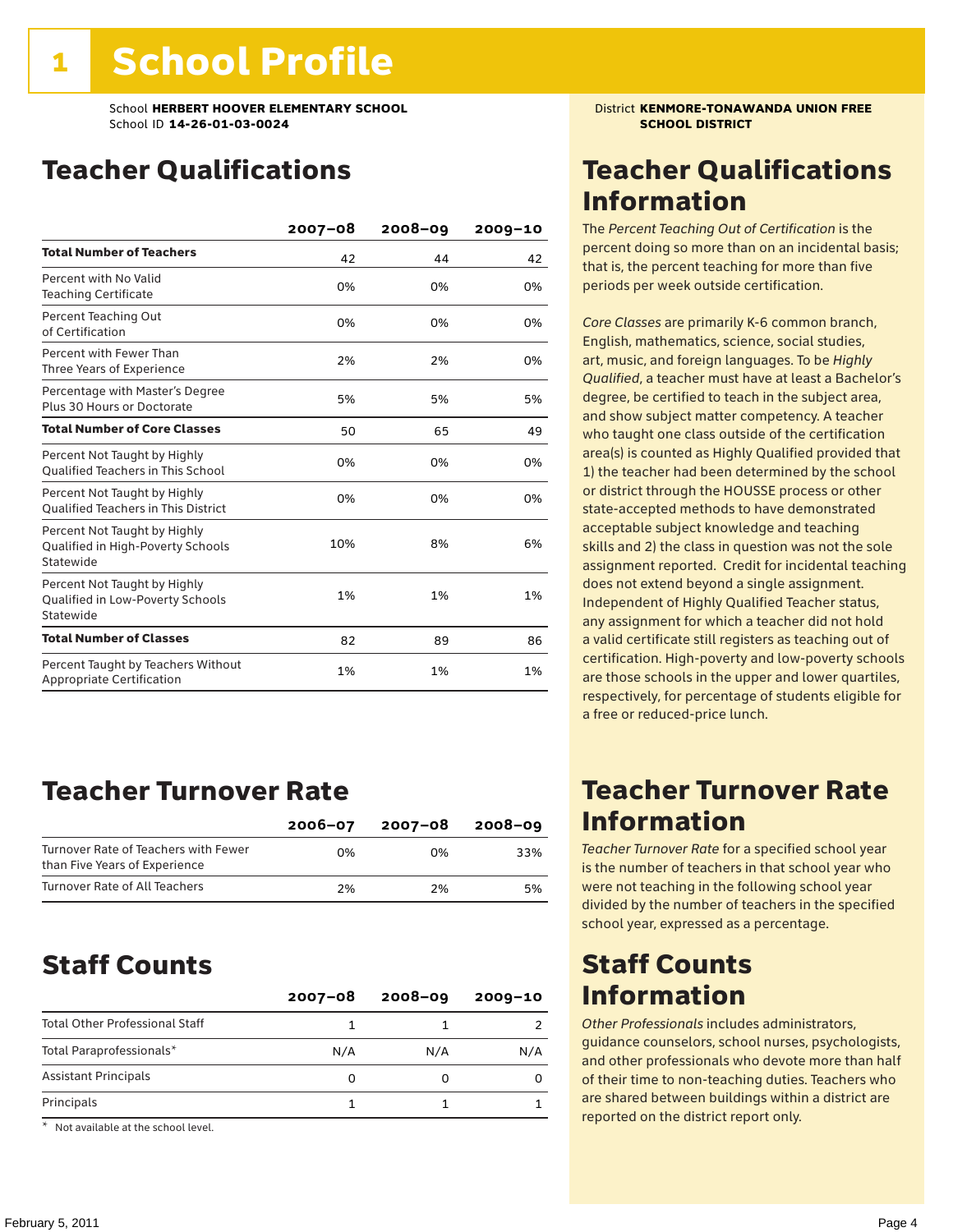# 1 School Profile

School **HERBERT HOOVER ELEMENTARY SCHOOL**
School ID **14-26-01-03-0024**

District **KENMORE-TONAWANDA UNION FREE SCHOOL DISTRICT**

## Teacher Qualifications

| | 2007–08 | 2008–09 | 2009–10 |
|---|---|---|---|
| **Total Number of Teachers** | 42 | 44 | 42 |
| Percent with No Valid Teaching Certificate | 0% | 0% | 0% |
| Percent Teaching Out of Certification | 0% | 0% | 0% |
| Percent with Fewer Than Three Years of Experience | 2% | 2% | 0% |
| Percentage with Master's Degree Plus 30 Hours or Doctorate | 5% | 5% | 5% |
| **Total Number of Core Classes** | 50 | 65 | 49 |
| Percent Not Taught by Highly Qualified Teachers in This School | 0% | 0% | 0% |
| Percent Not Taught by Highly Qualified Teachers in This District | 0% | 0% | 0% |
| Percent Not Taught by Highly Qualified in High-Poverty Schools Statewide | 10% | 8% | 6% |
| Percent Not Taught by Highly Qualified in Low-Poverty Schools Statewide | 1% | 1% | 1% |
| **Total Number of Classes** | 82 | 89 | 86 |
| Percent Taught by Teachers Without Appropriate Certification | 1% | 1% | 1% |

## Teacher Qualifications Information

The *Percent Teaching Out of Certification* is the percent doing so more than on an incidental basis; that is, the percent teaching for more than five periods per week outside certification.

*Core Classes* are primarily K-6 common branch, English, mathematics, science, social studies, art, music, and foreign languages. To be *Highly Qualified*, a teacher must have at least a Bachelor's degree, be certified to teach in the subject area, and show subject matter competency. A teacher who taught one class outside of the certification area(s) is counted as Highly Qualified provided that 1) the teacher had been determined by the school or district through the HOUSSE process or other state-accepted methods to have demonstrated acceptable subject knowledge and teaching skills and 2) the class in question was not the sole assignment reported. Credit for incidental teaching does not extend beyond a single assignment. Independent of Highly Qualified Teacher status, any assignment for which a teacher did not hold a valid certificate still registers as teaching out of certification. High-poverty and low-poverty schools are those schools in the upper and lower quartiles, respectively, for percentage of students eligible for a free or reduced-price lunch.

## Teacher Turnover Rate

| | 2006–07 | 2007–08 | 2008–09 |
|---|---|---|---|
| Turnover Rate of Teachers with Fewer than Five Years of Experience | 0% | 0% | 33% |
| Turnover Rate of All Teachers | 2% | 2% | 5% |

## Teacher Turnover Rate Information

*Teacher Turnover Rate* for a specified school year is the number of teachers in that school year who were not teaching in the following school year divided by the number of teachers in the specified school year, expressed as a percentage.

## Staff Counts

| | 2007–08 | 2008–09 | 2009–10 |
|---|---|---|---|
| Total Other Professional Staff | 1 | 1 | 2 |
| Total Paraprofessionals* | N/A | N/A | N/A |
| Assistant Principals | 0 | 0 | 0 |
| Principals | 1 | 1 | 1 |

\* Not available at the school level.

## Staff Counts Information

*Other Professionals* includes administrators, guidance counselors, school nurses, psychologists, and other professionals who devote more than half of their time to non-teaching duties. Teachers who are shared between buildings within a district are reported on the district report only.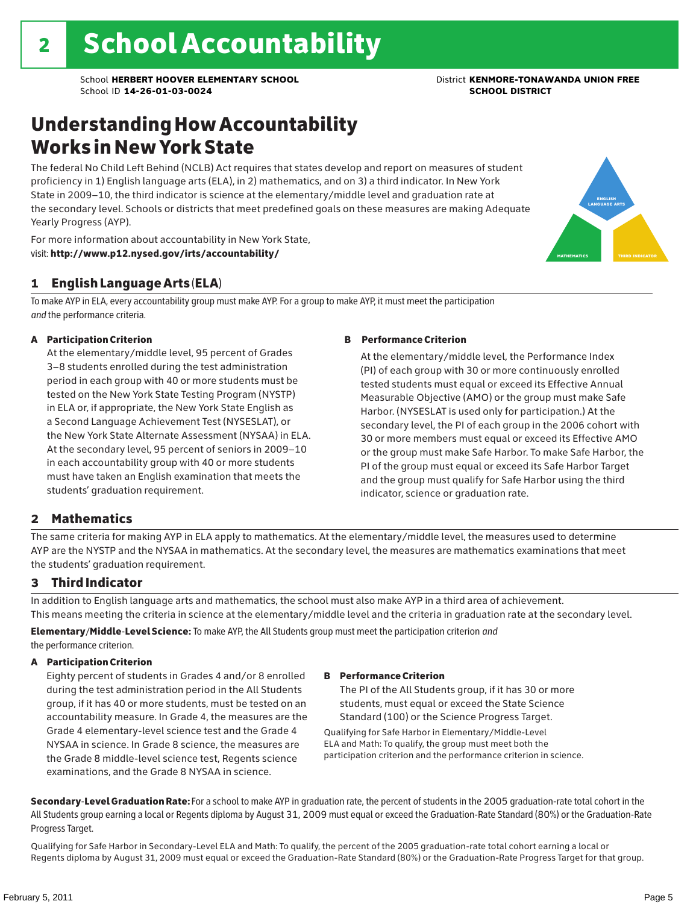# 2 School Accountability

School **HERBERT HOOVER ELEMENTARY SCHOOL**
School ID **14-26-01-03-0024**

District **KENMORE-TONAWANDA UNION FREE SCHOOL DISTRICT**

## Understanding How Accountability Works in New York State

The federal No Child Left Behind (NCLB) Act requires that states develop and report on measures of student proficiency in 1) English language arts (ELA), in 2) mathematics, and on 3) a third indicator. In New York State in 2009–10, the third indicator is science at the elementary/middle level and graduation rate at the secondary level. Schools or districts that meet predefined goals on these measures are making Adequate Yearly Progress (AYP).

For more information about accountability in New York State, visit: **http://www.p12.nysed.gov/irts/accountability/**

### 1 English Language Arts (ELA)

To make AYP in ELA, every accountability group must make AYP. For a group to make AYP, it must meet the participation *and* the performance criteria.

**A Participation Criterion**

At the elementary/middle level, 95 percent of Grades 3–8 students enrolled during the test administration period in each group with 40 or more students must be tested on the New York State Testing Program (NYSTP) in ELA or, if appropriate, the New York State English as a Second Language Achievement Test (NYSESLAT), or the New York State Alternate Assessment (NYSAA) in ELA. At the secondary level, 95 percent of seniors in 2009–10 in each accountability group with 40 or more students must have taken an English examination that meets the students' graduation requirement.

**B Performance Criterion**

At the elementary/middle level, the Performance Index (PI) of each group with 30 or more continuously enrolled tested students must equal or exceed its Effective Annual Measurable Objective (AMO) or the group must make Safe Harbor. (NYSESLAT is used only for participation.) At the secondary level, the PI of each group in the 2006 cohort with 30 or more members must equal or exceed its Effective AMO or the group must make Safe Harbor. To make Safe Harbor, the PI of the group must equal or exceed its Safe Harbor Target and the group must qualify for Safe Harbor using the third indicator, science or graduation rate.

### 2 Mathematics

The same criteria for making AYP in ELA apply to mathematics. At the elementary/middle level, the measures used to determine AYP are the NYSTP and the NYSAA in mathematics. At the secondary level, the measures are mathematics examinations that meet the students' graduation requirement.

### 3 Third Indicator

In addition to English language arts and mathematics, the school must also make AYP in a third area of achievement. This means meeting the criteria in science at the elementary/middle level and the criteria in graduation rate at the secondary level.

**Elementary/Middle-Level Science:** To make AYP, the All Students group must meet the participation criterion *and* the performance criterion.

**A Participation Criterion**

Eighty percent of students in Grades 4 and/or 8 enrolled during the test administration period in the All Students group, if it has 40 or more students, must be tested on an accountability measure. In Grade 4, the measures are the Grade 4 elementary-level science test and the Grade 4 NYSAA in science. In Grade 8 science, the measures are the Grade 8 middle-level science test, Regents science examinations, and the Grade 8 NYSAA in science.

**B Performance Criterion**

The PI of the All Students group, if it has 30 or more students, must equal or exceed the State Science Standard (100) or the Science Progress Target.

Qualifying for Safe Harbor in Elementary/Middle-Level ELA and Math: To qualify, the group must meet both the participation criterion and the performance criterion in science.

**Secondary-Level Graduation Rate:** For a school to make AYP in graduation rate, the percent of students in the 2005 graduation-rate total cohort in the All Students group earning a local or Regents diploma by August 31, 2009 must equal or exceed the Graduation-Rate Standard (80%) or the Graduation-Rate Progress Target.

Qualifying for Safe Harbor in Secondary-Level ELA and Math: To qualify, the percent of the 2005 graduation-rate total cohort earning a local or Regents diploma by August 31, 2009 must equal or exceed the Graduation-Rate Standard (80%) or the Graduation-Rate Progress Target for that group.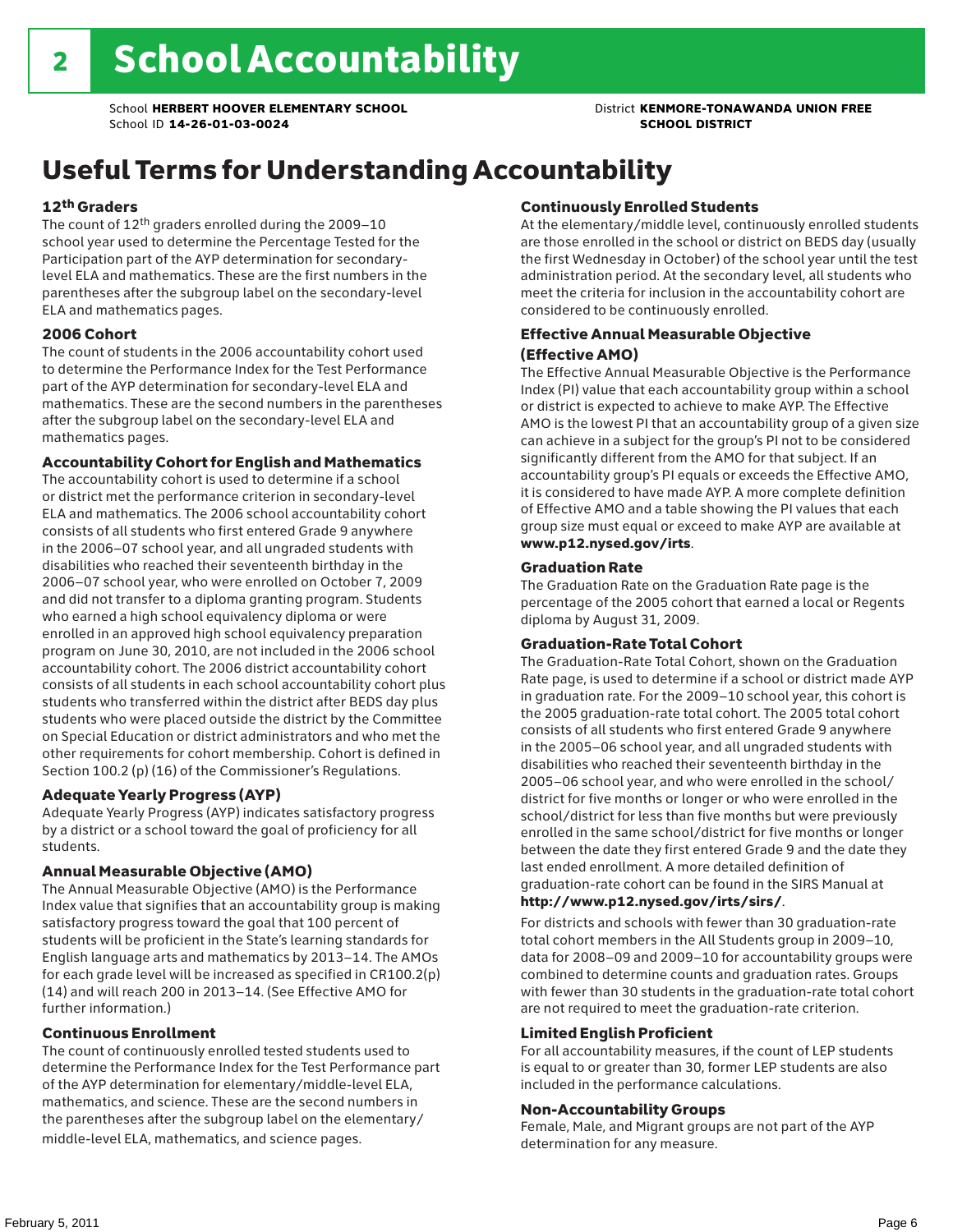# 2 School Accountability

School **HERBERT HOOVER ELEMENTARY SCHOOL**
School ID **14-26-01-03-0024**

District **KENMORE-TONAWANDA UNION FREE SCHOOL DISTRICT**

# Useful Terms for Understanding Accountability

### 12th Graders

The count of 12th graders enrolled during the 2009–10 school year used to determine the Percentage Tested for the Participation part of the AYP determination for secondary-level ELA and mathematics. These are the first numbers in the parentheses after the subgroup label on the secondary-level ELA and mathematics pages.

### 2006 Cohort

The count of students in the 2006 accountability cohort used to determine the Performance Index for the Test Performance part of the AYP determination for secondary-level ELA and mathematics. These are the second numbers in the parentheses after the subgroup label on the secondary-level ELA and mathematics pages.

### Accountability Cohort for English and Mathematics

The accountability cohort is used to determine if a school or district met the performance criterion in secondary-level ELA and mathematics. The 2006 school accountability cohort consists of all students who first entered Grade 9 anywhere in the 2006–07 school year, and all ungraded students with disabilities who reached their seventeenth birthday in the 2006–07 school year, who were enrolled on October 7, 2009 and did not transfer to a diploma granting program. Students who earned a high school equivalency diploma or were enrolled in an approved high school equivalency preparation program on June 30, 2010, are not included in the 2006 school accountability cohort. The 2006 district accountability cohort consists of all students in each school accountability cohort plus students who transferred within the district after BEDS day plus students who were placed outside the district by the Committee on Special Education or district administrators and who met the other requirements for cohort membership. Cohort is defined in Section 100.2 (p) (16) of the Commissioner's Regulations.

### Adequate Yearly Progress (AYP)

Adequate Yearly Progress (AYP) indicates satisfactory progress by a district or a school toward the goal of proficiency for all students.

### Annual Measurable Objective (AMO)

The Annual Measurable Objective (AMO) is the Performance Index value that signifies that an accountability group is making satisfactory progress toward the goal that 100 percent of students will be proficient in the State's learning standards for English language arts and mathematics by 2013–14. The AMOs for each grade level will be increased as specified in CR100.2(p)(14) and will reach 200 in 2013–14. (See Effective AMO for further information.)

### Continuous Enrollment

The count of continuously enrolled tested students used to determine the Performance Index for the Test Performance part of the AYP determination for elementary/middle-level ELA, mathematics, and science. These are the second numbers in the parentheses after the subgroup label on the elementary/middle-level ELA, mathematics, and science pages.

### Continuously Enrolled Students

At the elementary/middle level, continuously enrolled students are those enrolled in the school or district on BEDS day (usually the first Wednesday in October) of the school year until the test administration period. At the secondary level, all students who meet the criteria for inclusion in the accountability cohort are considered to be continuously enrolled.

### Effective Annual Measurable Objective (Effective AMO)

The Effective Annual Measurable Objective is the Performance Index (PI) value that each accountability group within a school or district is expected to achieve to make AYP. The Effective AMO is the lowest PI that an accountability group of a given size can achieve in a subject for the group's PI not to be considered significantly different from the AMO for that subject. If an accountability group's PI equals or exceeds the Effective AMO, it is considered to have made AYP. A more complete definition of Effective AMO and a table showing the PI values that each group size must equal or exceed to make AYP are available at **www.p12.nysed.gov/irts**.

### Graduation Rate

The Graduation Rate on the Graduation Rate page is the percentage of the 2005 cohort that earned a local or Regents diploma by August 31, 2009.

### Graduation-Rate Total Cohort

The Graduation-Rate Total Cohort, shown on the Graduation Rate page, is used to determine if a school or district made AYP in graduation rate. For the 2009–10 school year, this cohort is the 2005 graduation-rate total cohort. The 2005 total cohort consists of all students who first entered Grade 9 anywhere in the 2005–06 school year, and all ungraded students with disabilities who reached their seventeenth birthday in the 2005–06 school year, and who were enrolled in the school/district for five months or longer or who were enrolled in the school/district for less than five months but were previously enrolled in the same school/district for five months or longer between the date they first entered Grade 9 and the date they last ended enrollment. A more detailed definition of graduation-rate cohort can be found in the SIRS Manual at **http://www.p12.nysed.gov/irts/sirs/**.

For districts and schools with fewer than 30 graduation-rate total cohort members in the All Students group in 2009–10, data for 2008–09 and 2009–10 for accountability groups were combined to determine counts and graduation rates. Groups with fewer than 30 students in the graduation-rate total cohort are not required to meet the graduation-rate criterion.

### Limited English Proficient

For all accountability measures, if the count of LEP students is equal to or greater than 30, former LEP students are also included in the performance calculations.

### Non-Accountability Groups

Female, Male, and Migrant groups are not part of the AYP determination for any measure.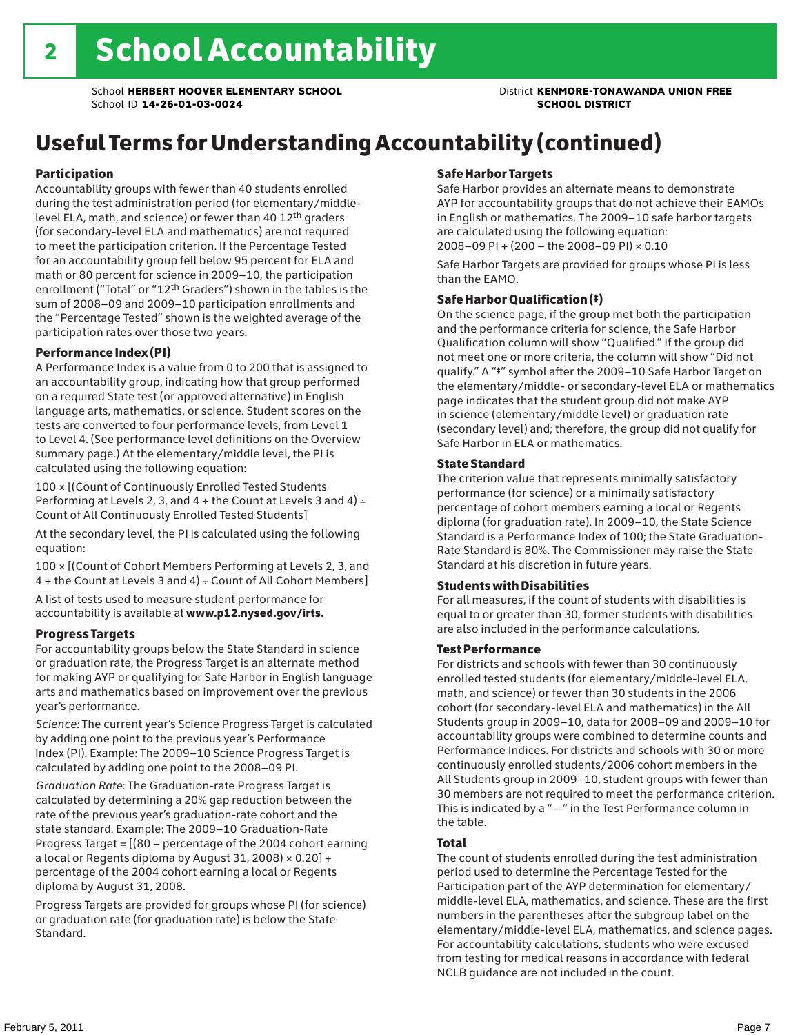# 2 School Accountability

School **HERBERT HOOVER ELEMENTARY SCHOOL** 
School ID **14-26-01-03-0024**

District **KENMORE-TONAWANDA UNION FREE SCHOOL DISTRICT**

## Useful Terms for Understanding Accountability (continued)

### Participation

Accountability groups with fewer than 40 students enrolled during the test administration period (for elementary/middle-level ELA, math, and science) or fewer than 40 12th graders (for secondary-level ELA and mathematics) are not required to meet the participation criterion. If the Percentage Tested for an accountability group fell below 95 percent for ELA and math or 80 percent for science in 2009–10, the participation enrollment ("Total" or "12th Graders") shown in the tables is the sum of 2008–09 and 2009–10 participation enrollments and the "Percentage Tested" shown is the weighted average of the participation rates over those two years.

### Performance Index (PI)

A Performance Index is a value from 0 to 200 that is assigned to an accountability group, indicating how that group performed on a required State test (or approved alternative) in English language arts, mathematics, or science. Student scores on the tests are converted to four performance levels, from Level 1 to Level 4. (See performance level definitions on the Overview summary page.) At the elementary/middle level, the PI is calculated using the following equation:

100 × [(Count of Continuously Enrolled Tested Students Performing at Levels 2, 3, and 4 + the Count at Levels 3 and 4) ÷ Count of All Continuously Enrolled Tested Students]

At the secondary level, the PI is calculated using the following equation:

100 × [(Count of Cohort Members Performing at Levels 2, 3, and 4 + the Count at Levels 3 and 4) ÷ Count of All Cohort Members]

A list of tests used to measure student performance for accountability is available at **www.p12.nysed.gov/irts.**

### Progress Targets

For accountability groups below the State Standard in science or graduation rate, the Progress Target is an alternate method for making AYP or qualifying for Safe Harbor in English language arts and mathematics based on improvement over the previous year's performance.

*Science:* The current year's Science Progress Target is calculated by adding one point to the previous year's Performance Index (PI). Example: The 2009–10 Science Progress Target is calculated by adding one point to the 2008–09 PI.

*Graduation Rate*: The Graduation-rate Progress Target is calculated by determining a 20% gap reduction between the rate of the previous year's graduation-rate cohort and the state standard. Example: The 2009–10 Graduation-Rate Progress Target = [(80 – percentage of the 2004 cohort earning a local or Regents diploma by August 31, 2008) × 0.20] + percentage of the 2004 cohort earning a local or Regents diploma by August 31, 2008.

Progress Targets are provided for groups whose PI (for science) or graduation rate (for graduation rate) is below the State Standard.

### Safe Harbor Targets

Safe Harbor provides an alternate means to demonstrate AYP for accountability groups that do not achieve their EAMOs in English or mathematics. The 2009–10 safe harbor targets are calculated using the following equation:
2008–09 PI + (200 – the 2008–09 PI) × 0.10

Safe Harbor Targets are provided for groups whose PI is less than the EAMO.

### Safe Harbor Qualification (‡)

On the science page, if the group met both the participation and the performance criteria for science, the Safe Harbor Qualification column will show "Qualified." If the group did not meet one or more criteria, the column will show "Did not qualify." A "‡" symbol after the 2009–10 Safe Harbor Target on the elementary/middle- or secondary-level ELA or mathematics page indicates that the student group did not make AYP in science (elementary/middle level) or graduation rate (secondary level) and; therefore, the group did not qualify for Safe Harbor in ELA or mathematics.

### State Standard

The criterion value that represents minimally satisfactory performance (for science) or a minimally satisfactory percentage of cohort members earning a local or Regents diploma (for graduation rate). In 2009–10, the State Science Standard is a Performance Index of 100; the State Graduation-Rate Standard is 80%. The Commissioner may raise the State Standard at his discretion in future years.

### Students with Disabilities

For all measures, if the count of students with disabilities is equal to or greater than 30, former students with disabilities are also included in the performance calculations.

### Test Performance

For districts and schools with fewer than 30 continuously enrolled tested students (for elementary/middle-level ELA, math, and science) or fewer than 30 students in the 2006 cohort (for secondary-level ELA and mathematics) in the All Students group in 2009–10, data for 2008–09 and 2009–10 for accountability groups were combined to determine counts and Performance Indices. For districts and schools with 30 or more continuously enrolled students/2006 cohort members in the All Students group in 2009–10, student groups with fewer than 30 members are not required to meet the performance criterion. This is indicated by a "—" in the Test Performance column in the table.

### Total

The count of students enrolled during the test administration period used to determine the Percentage Tested for the Participation part of the AYP determination for elementary/middle-level ELA, mathematics, and science. These are the first numbers in the parentheses after the subgroup label on the elementary/middle-level ELA, mathematics, and science pages. For accountability calculations, students who were excused from testing for medical reasons in accordance with federal NCLB guidance are not included in the count.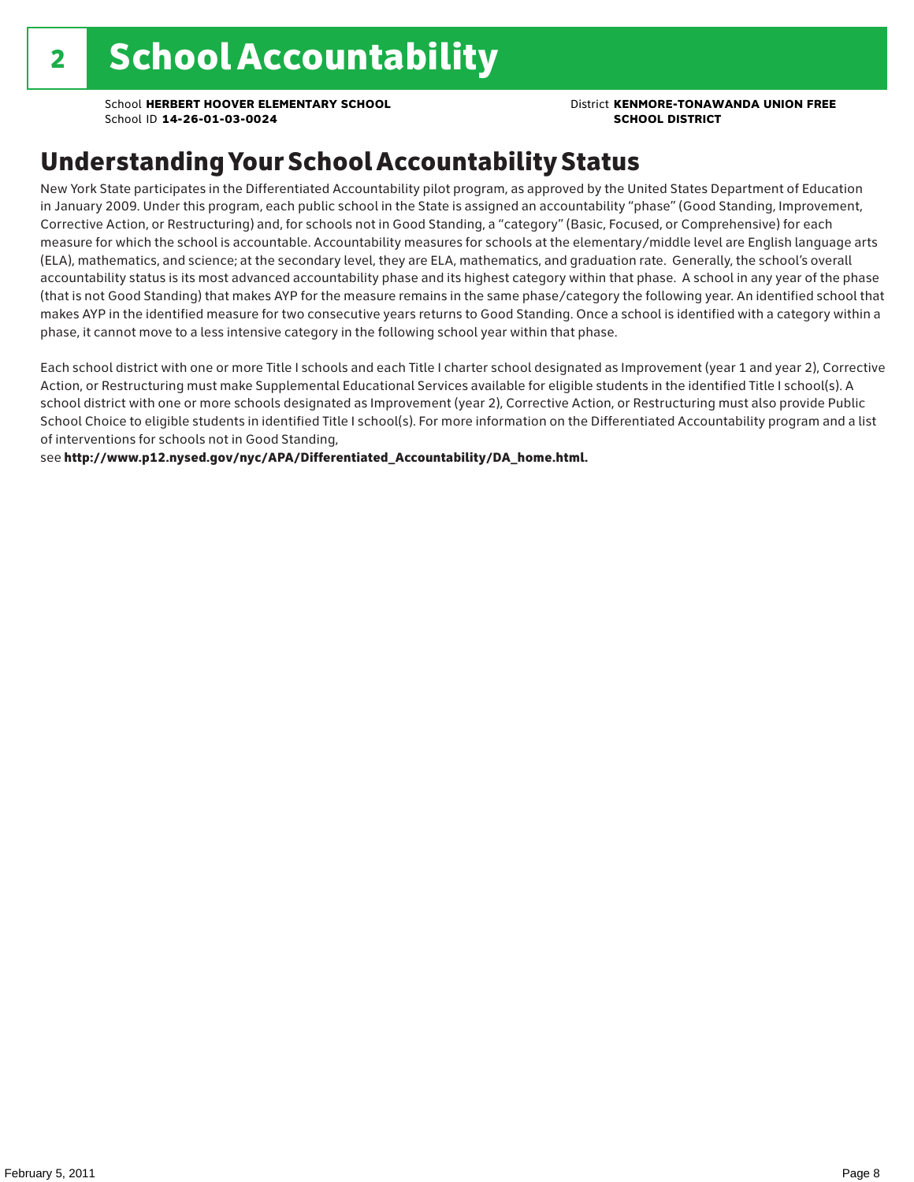# 2 School Accountability

School **HERBERT HOOVER ELEMENTARY SCHOOL**
School ID **14-26-01-03-0024**

District **KENMORE-TONAWANDA UNION FREE SCHOOL DISTRICT**

## Understanding Your School Accountability Status

New York State participates in the Differentiated Accountability pilot program, as approved by the United States Department of Education in January 2009. Under this program, each public school in the State is assigned an accountability "phase" (Good Standing, Improvement, Corrective Action, or Restructuring) and, for schools not in Good Standing, a "category" (Basic, Focused, or Comprehensive) for each measure for which the school is accountable. Accountability measures for schools at the elementary/middle level are English language arts (ELA), mathematics, and science; at the secondary level, they are ELA, mathematics, and graduation rate. Generally, the school's overall accountability status is its most advanced accountability phase and its highest category within that phase. A school in any year of the phase (that is not Good Standing) that makes AYP for the measure remains in the same phase/category the following year. An identified school that makes AYP in the identified measure for two consecutive years returns to Good Standing. Once a school is identified with a category within a phase, it cannot move to a less intensive category in the following school year within that phase.

Each school district with one or more Title I schools and each Title I charter school designated as Improvement (year 1 and year 2), Corrective Action, or Restructuring must make Supplemental Educational Services available for eligible students in the identified Title I school(s). A school district with one or more schools designated as Improvement (year 2), Corrective Action, or Restructuring must also provide Public School Choice to eligible students in identified Title I school(s). For more information on the Differentiated Accountability program and a list of interventions for schools not in Good Standing,
see **http://www.p12.nysed.gov/nyc/APA/Differentiated_Accountability/DA_home.html.**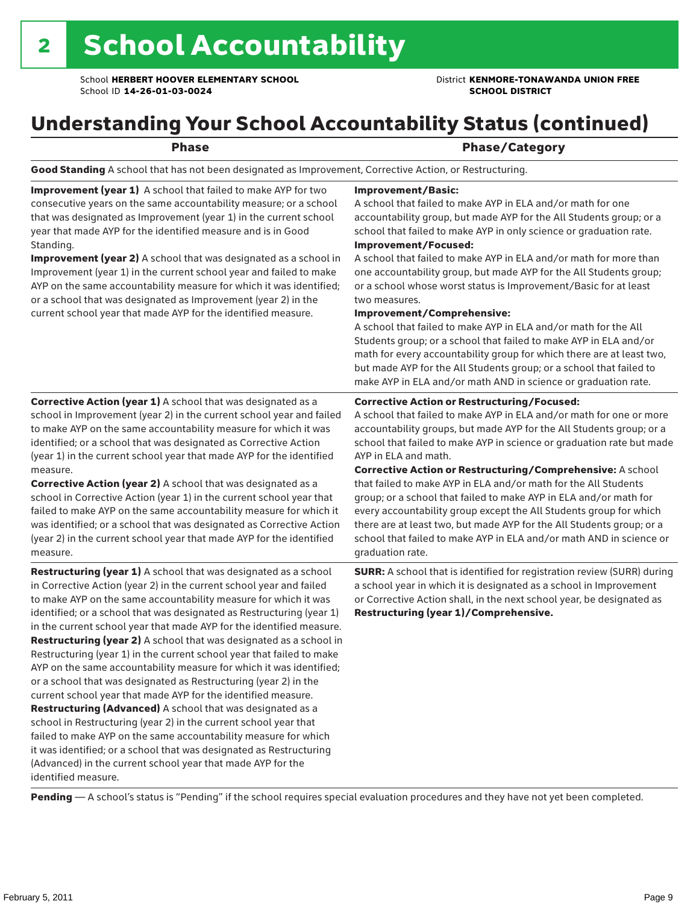# 2 School Accountability

School **HERBERT HOOVER ELEMENTARY SCHOOL**
School ID **14-26-01-03-0024**

District **KENMORE-TONAWANDA UNION FREE SCHOOL DISTRICT**

## Understanding Your School Accountability Status (continued)

| Phase | Phase/Category |
|---|---|
| **Good Standing** A school that has not been designated as Improvement, Corrective Action, or Restructuring. | |
| **Improvement (year 1)** A school that failed to make AYP for two consecutive years on the same accountability measure; or a school that was designated as Improvement (year 1) in the current school year that made AYP for the identified measure and is in Good Standing.<br>**Improvement (year 2)** A school that was designated as a school in Improvement (year 1) in the current school year and failed to make AYP on the same accountability measure for which it was identified; or a school that was designated as Improvement (year 2) in the current school year that made AYP for the identified measure. | **Improvement/Basic:**<br>A school that failed to make AYP in ELA and/or math for one accountability group, but made AYP for the All Students group; or a school that failed to make AYP in only science or graduation rate.<br>**Improvement/Focused:**<br>A school that failed to make AYP in ELA and/or math for more than one accountability group, but made AYP for the All Students group; or a school whose worst status is Improvement/Basic for at least two measures.<br>**Improvement/Comprehensive:**<br>A school that failed to make AYP in ELA and/or math for the All Students group; or a school that failed to make AYP in ELA and/or math for every accountability group for which there are at least two, but made AYP for the All Students group; or a school that failed to make AYP in ELA and/or math AND in science or graduation rate. |
| **Corrective Action (year 1)** A school that was designated as a school in Improvement (year 2) in the current school year and failed to make AYP on the same accountability measure for which it was identified; or a school that was designated as Corrective Action (year 1) in the current school year that made AYP for the identified measure.<br>**Corrective Action (year 2)** A school that was designated as a school in Corrective Action (year 1) in the current school year that failed to make AYP on the same accountability measure for which it was identified; or a school that was designated as Corrective Action (year 2) in the current school year that made AYP for the identified measure. | **Corrective Action or Restructuring/Focused:**<br>A school that failed to make AYP in ELA and/or math for one or more accountability groups, but made AYP for the All Students group; or a school that failed to make AYP in science or graduation rate but made AYP in ELA and math.<br>**Corrective Action or Restructuring/Comprehensive:** A school that failed to make AYP in ELA and/or math for the All Students group; or a school that failed to make AYP in ELA and/or math for every accountability group except the All Students group for which there are at least two, but made AYP for the All Students group; or a school that failed to make AYP in ELA and/or math AND in science or graduation rate. |
| **Restructuring (year 1)** A school that was designated as a school in Corrective Action (year 2) in the current school year and failed to make AYP on the same accountability measure for which it was identified; or a school that was designated as Restructuring (year 1) in the current school year that made AYP for the identified measure.<br>**Restructuring (year 2)** A school that was designated as a school in Restructuring (year 1) in the current school year that failed to make AYP on the same accountability measure for which it was identified; or a school that was designated as Restructuring (year 2) in the current school year that made AYP for the identified measure.<br>**Restructuring (Advanced)** A school that was designated as a school in Restructuring (year 2) in the current school year that failed to make AYP on the same accountability measure for which it was identified; or a school that was designated as Restructuring (Advanced) in the current school year that made AYP for the identified measure. | **SURR:** A school that is identified for registration review (SURR) during a school year in which it is designated as a school in Improvement or Corrective Action shall, in the next school year, be designated as **Restructuring (year 1)/Comprehensive.** |
| **Pending** — A school's status is "Pending" if the school requires special evaluation procedures and they have not yet been completed. | |

February 5, 2011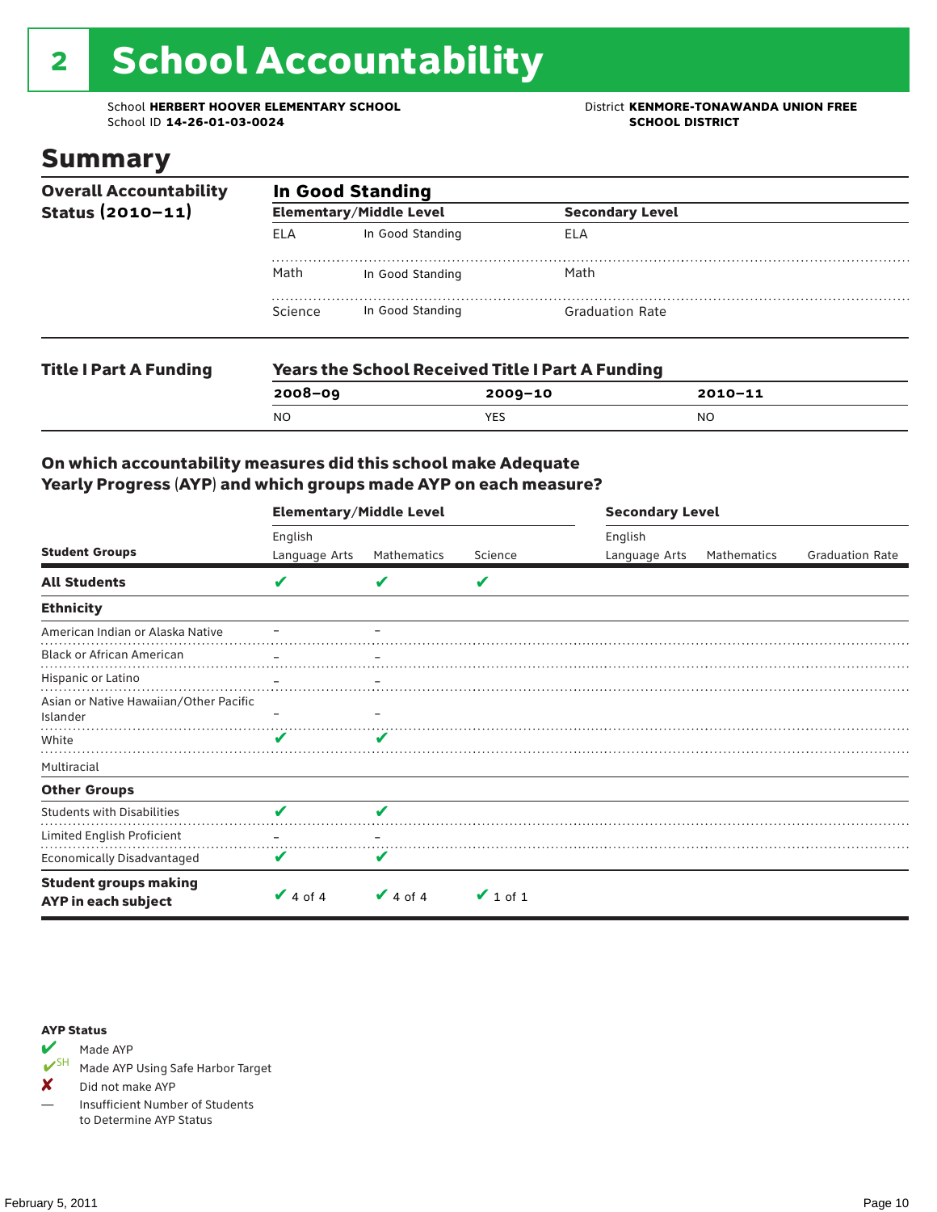# 2 School Accountability

School **HERBERT HOOVER ELEMENTARY SCHOOL**
School ID **14-26-01-03-0024**

District **KENMORE-TONAWANDA UNION FREE SCHOOL DISTRICT**

## Summary

**Overall Accountability Status (2010–11)**

**In Good Standing**

| Elementary/Middle Level | | Secondary Level | |
|---|---|---|---|
| ELA | In Good Standing | ELA | |
| Math | In Good Standing | Math | |
| Science | In Good Standing | Graduation Rate | |

**Title I Part A Funding**

**Years the School Received Title I Part A Funding**

| 2008–09 | 2009–10 | 2010–11 |
|---|---|---|
| NO | YES | NO |

### On which accountability measures did this school make Adequate Yearly Progress (AYP) and which groups made AYP on each measure?

| | Elementary/Middle Level | | | Secondary Level | | |
|---|---|---|---|---|---|---|
| **Student Groups** | English Language Arts | Mathematics | Science | English Language Arts | Mathematics | Graduation Rate |
| **All Students** | ✔ | ✔ | ✔ | | | |
| **Ethnicity** | | | | | | |
| American Indian or Alaska Native | – | – | | | | |
| Black or African American | – | – | | | | |
| Hispanic or Latino | – | – | | | | |
| Asian or Native Hawaiian/Other Pacific Islander | – | – | | | | |
| White | ✔ | ✔ | | | | |
| Multiracial | | | | | | |
| **Other Groups** | | | | | | |
| Students with Disabilities | ✔ | ✔ | | | | |
| Limited English Proficient | – | – | | | | |
| Economically Disadvantaged | ✔ | ✔ | | | | |
| **Student groups making AYP in each subject** | ✔ 4 of 4 | ✔ 4 of 4 | ✔ 1 of 1 | | | |

**AYP Status**

- ✔ Made AYP
- ✔SH Made AYP Using Safe Harbor Target
- ✘ Did not make AYP
- — Insufficient Number of Students to Determine AYP Status

February 5, 2011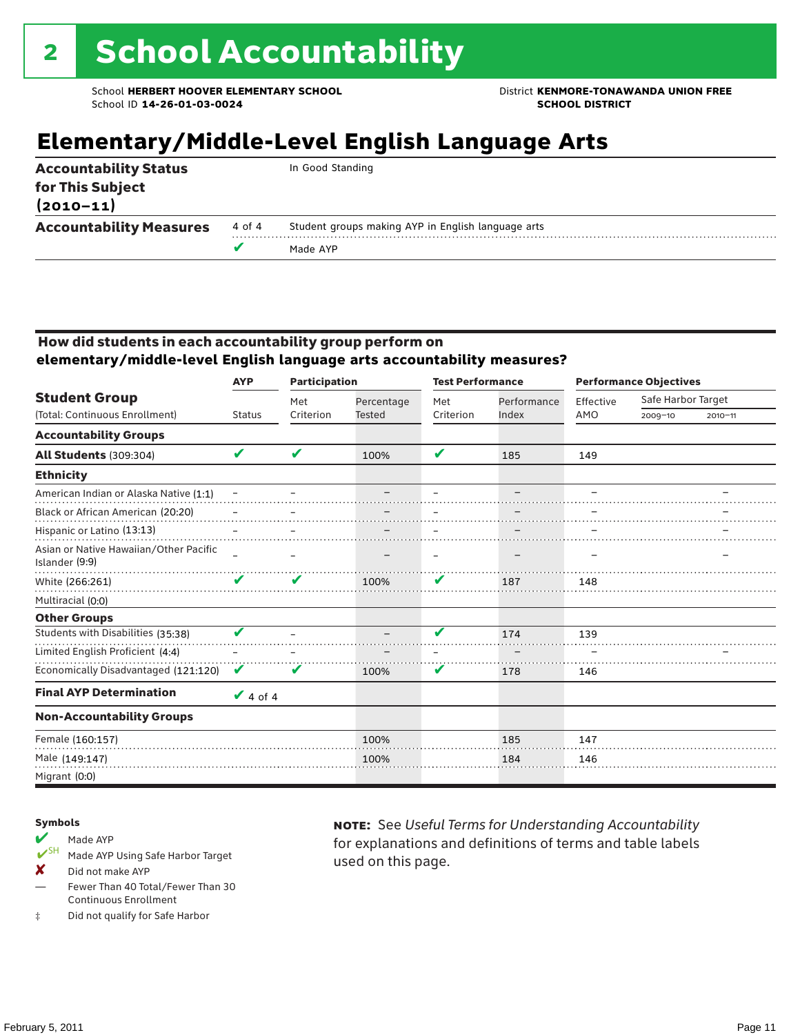# 2 School Accountability

School **HERBERT HOOVER ELEMENTARY SCHOOL**
School ID **14-26-01-03-0024**

District **KENMORE-TONAWANDA UNION FREE SCHOOL DISTRICT**

## Elementary/Middle-Level English Language Arts

| | | |
|---|---|---|
| **Accountability Status for This Subject (2010–11)** | | In Good Standing |
| **Accountability Measures** | 4 of 4 | Student groups making AYP in English language arts |
| | ✔ | Made AYP |

### How did students in each accountability group perform on elementary/middle-level English language arts accountability measures?

| Student Group (Total: Continuous Enrollment) | AYP Status | Participation: Met Criterion | Participation: Percentage Tested | Test Performance: Met Criterion | Test Performance: Performance Index | Performance Objectives: Effective AMO | Safe Harbor Target 2009–10 | Safe Harbor Target 2010–11 |
|---|---|---|---|---|---|---|---|---|
| **Accountability Groups** | | | | | | | | |
| **All Students** (309:304) | ✔ | ✔ | 100% | ✔ | 185 | 149 | | |
| **Ethnicity** | | | | | | | | |
| American Indian or Alaska Native (1:1) | – | – | – | – | – | – | | – |
| Black or African American (20:20) | – | – | – | – | – | – | | – |
| Hispanic or Latino (13:13) | – | – | – | – | – | – | | – |
| Asian or Native Hawaiian/Other Pacific Islander (9:9) | – | – | – | – | – | – | | – |
| White (266:261) | ✔ | ✔ | 100% | ✔ | 187 | 148 | | |
| Multiracial (0:0) | | | | | | | | |
| **Other Groups** | | | | | | | | |
| Students with Disabilities (35:38) | ✔ | – | – | ✔ | 174 | 139 | | |
| Limited English Proficient (4:4) | – | – | – | – | – | – | | – |
| Economically Disadvantaged (121:120) | ✔ | ✔ | 100% | ✔ | 178 | 146 | | |
| **Final AYP Determination** | ✔ 4 of 4 | | | | | | | |
| **Non-Accountability Groups** | | | | | | | | |
| Female (160:157) | | | 100% | | 185 | 147 | | |
| Male (149:147) | | | 100% | | 184 | 146 | | |
| Migrant (0:0) | | | | | | | | |

**Symbols**

- ✔ Made AYP
- ✔SH Made AYP Using Safe Harbor Target
- ✘ Did not make AYP
- — Fewer Than 40 Total/Fewer Than 30 Continuous Enrollment
- ‡ Did not qualify for Safe Harbor

**NOTE:** See *Useful Terms for Understanding Accountability* for explanations and definitions of terms and table labels used on this page.

February 5, 2011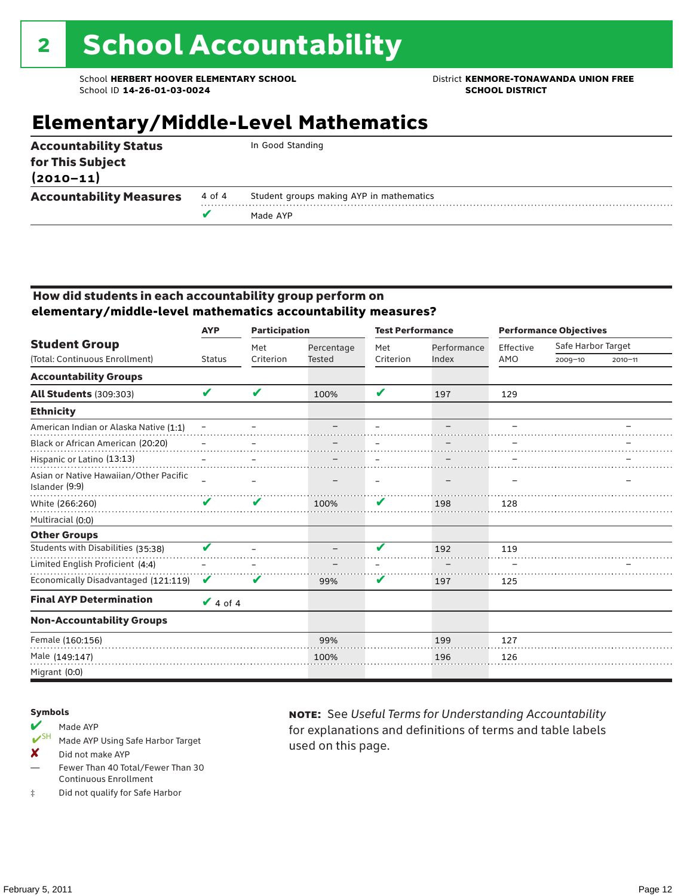# 2 School Accountability

School **HERBERT HOOVER ELEMENTARY SCHOOL**
School ID **14-26-01-03-0024**

District **KENMORE-TONAWANDA UNION FREE SCHOOL DISTRICT**

## Elementary/Middle-Level Mathematics

| | | |
|---|---|---|
| **Accountability Status for This Subject (2010–11)** | | In Good Standing |
| **Accountability Measures** | 4 of 4 | Student groups making AYP in mathematics |
| | ✔ | Made AYP |

### How did students in each accountability group perform on elementary/middle-level mathematics accountability measures?

| Student Group (Total: Continuous Enrollment) | AYP Status | Participation: Met Criterion | Participation: Percentage Tested | Test Performance: Met Criterion | Test Performance: Performance Index | Performance Objectives: Effective AMO | Safe Harbor Target 2009–10 | Safe Harbor Target 2010–11 |
|---|---|---|---|---|---|---|---|---|
| **Accountability Groups** | | | | | | | | |
| **All Students** (309:303) | ✔ | ✔ | 100% | ✔ | 197 | 129 | | |
| **Ethnicity** | | | | | | | | |
| American Indian or Alaska Native (1:1) | – | – | – | – | – | – | | – |
| Black or African American (20:20) | – | – | – | – | – | – | | – |
| Hispanic or Latino (13:13) | – | – | – | – | – | – | | – |
| Asian or Native Hawaiian/Other Pacific Islander (9:9) | – | – | – | – | – | – | | – |
| White (266:260) | ✔ | ✔ | 100% | ✔ | 198 | 128 | | |
| Multiracial (0:0) | | | | | | | | |
| **Other Groups** | | | | | | | | |
| Students with Disabilities (35:38) | ✔ | – | – | ✔ | 192 | 119 | | |
| Limited English Proficient (4:4) | – | – | – | – | – | – | | – |
| Economically Disadvantaged (121:119) | ✔ | ✔ | 99% | ✔ | 197 | 125 | | |
| **Final AYP Determination** | ✔ 4 of 4 | | | | | | | |
| **Non-Accountability Groups** | | | | | | | | |
| Female (160:156) | | | 99% | | 199 | 127 | | |
| Male (149:147) | | | 100% | | 196 | 126 | | |
| Migrant (0:0) | | | | | | | | |

**Symbols**

- ✔ Made AYP
- ✔SH Made AYP Using Safe Harbor Target
- ✘ Did not make AYP
- — Fewer Than 40 Total/Fewer Than 30 Continuous Enrollment
- ‡ Did not qualify for Safe Harbor

**NOTE:** See *Useful Terms for Understanding Accountability* for explanations and definitions of terms and table labels used on this page.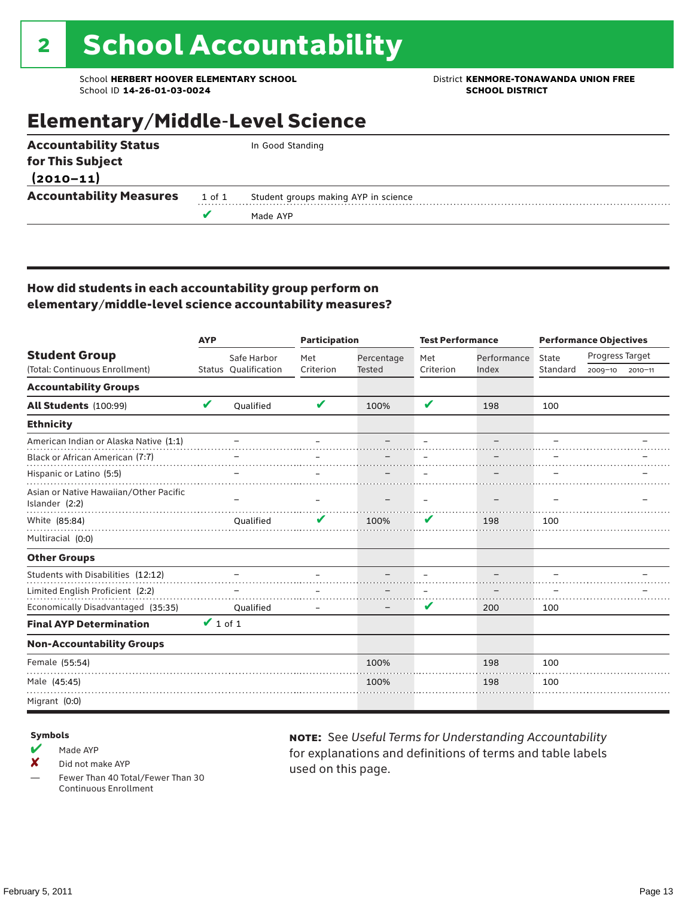# 2 School Accountability

School **HERBERT HOOVER ELEMENTARY SCHOOL**
School ID **14-26-01-03-0024**

District **KENMORE-TONAWANDA UNION FREE SCHOOL DISTRICT**

## Elementary/Middle-Level Science

| | | |
|---|---|---|
| **Accountability Status for This Subject (2010–11)** | | In Good Standing |
| **Accountability Measures** | 1 of 1 | Student groups making AYP in science |
| | ✔ | Made AYP |

### How did students in each accountability group perform on elementary/middle-level science accountability measures?

| Student Group (Total: Continuous Enrollment) | AYP Status | AYP Safe Harbor Qualification | Participation Met Criterion | Participation Percentage Tested | Test Performance Met Criterion | Test Performance Performance Index | Performance Objectives State Standard | Progress Target 2009–10 | Progress Target 2010–11 |
|---|---|---|---|---|---|---|---|---|---|
| **Accountability Groups** | | | | | | | | | |
| **All Students** (100:99) | ✔ | Qualified | ✔ | 100% | ✔ | 198 | 100 | | |
| **Ethnicity** | | | | | | | | | |
| American Indian or Alaska Native (1:1) | | – | – | – | – | – | – | | – |
| Black or African American (7:7) | | – | – | – | – | – | – | | – |
| Hispanic or Latino (5:5) | | – | – | – | – | – | – | | – |
| Asian or Native Hawaiian/Other Pacific Islander (2:2) | | – | – | – | – | – | – | | – |
| White (85:84) | | Qualified | ✔ | 100% | ✔ | 198 | 100 | | |
| Multiracial (0:0) | | | | | | | | | |
| **Other Groups** | | | | | | | | | |
| Students with Disabilities (12:12) | | – | – | – | – | – | – | | – |
| Limited English Proficient (2:2) | | – | – | – | – | – | – | | – |
| Economically Disadvantaged (35:35) | | Qualified | – | – | ✔ | 200 | 100 | | |
| **Final AYP Determination** | ✔ 1 of 1 | | | | | | | | |
| **Non-Accountability Groups** | | | | | | | | | |
| Female (55:54) | | | | 100% | | 198 | 100 | | |
| Male (45:45) | | | | 100% | | 198 | 100 | | |
| Migrant (0:0) | | | | | | | | | |

**Symbols**

- ✔ Made AYP
- ✘ Did not make AYP
- — Fewer Than 40 Total/Fewer Than 30 Continuous Enrollment

**NOTE:** See *Useful Terms for Understanding Accountability* for explanations and definitions of terms and table labels used on this page.

February 5, 2011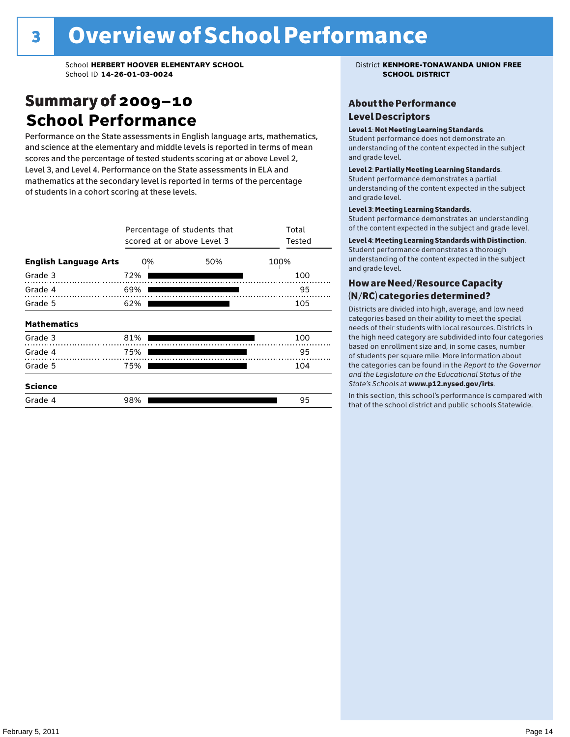# 3 Overview of School Performance

School **HERBERT HOOVER ELEMENTARY SCHOOL**
School ID **14-26-01-03-0024**

District **KENMORE-TONAWANDA UNION FREE SCHOOL DISTRICT**

## Summary of 2009–10 School Performance

Performance on the State assessments in English language arts, mathematics, and science at the elementary and middle levels is reported in terms of mean scores and the percentage of tested students scoring at or above Level 2, Level 3, and Level 4. Performance on the State assessments in ELA and mathematics at the secondary level is reported in terms of the percentage of students in a cohort scoring at these levels.

| | Percentage of students that scored at or above Level 3 | Total Tested |
|---|---|---|
| **English Language Arts** | | |
| Grade 3 | 72% | 100 |
| Grade 4 | 69% | 95 |
| Grade 5 | 62% | 105 |
| **Mathematics** | | |
| Grade 3 | 81% | 100 |
| Grade 4 | 75% | 95 |
| Grade 5 | 75% | 104 |
| **Science** | | |
| Grade 4 | 98% | 95 |

### About the Performance Level Descriptors

**Level 1: Not Meeting Learning Standards.** Student performance does not demonstrate an understanding of the content expected in the subject and grade level.

**Level 2: Partially Meeting Learning Standards.** Student performance demonstrates a partial understanding of the content expected in the subject and grade level.

**Level 3: Meeting Learning Standards.** Student performance demonstrates an understanding of the content expected in the subject and grade level.

**Level 4: Meeting Learning Standards with Distinction.** Student performance demonstrates a thorough understanding of the content expected in the subject and grade level.

### How are Need/Resource Capacity (N/RC) categories determined?

Districts are divided into high, average, and low need categories based on their ability to meet the special needs of their students with local resources. Districts in the high need category are subdivided into four categories based on enrollment size and, in some cases, number of students per square mile. More information about the categories can be found in the *Report to the Governor and the Legislature on the Educational Status of the State's Schools* at **www.p12.nysed.gov/irts**.

In this section, this school's performance is compared with that of the school district and public schools Statewide.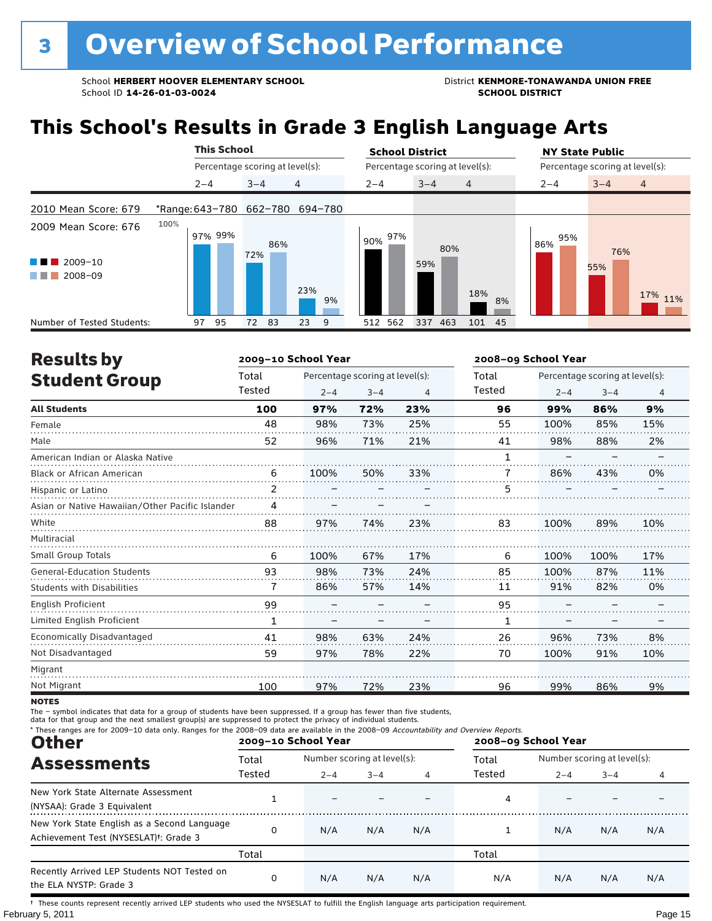# 3 Overview of School Performance

School **HERBERT HOOVER ELEMENTARY SCHOOL**
School ID **14-26-01-03-0024**

District **KENMORE-TONAWANDA UNION FREE SCHOOL DISTRICT**

## This School's Results in Grade 3 English Language Arts

2010 Mean Score: 679
2009 Mean Score: 676

*Range: 643–780 (2–4), 662–780 (3–4), 694–780 (4)

| | This School 2–4 | | This School 3–4 | | This School 4 | | School District 2–4 | | School District 3–4 | | School District 4 | | NY State Public 2–4 | | NY State Public 3–4 | | NY State Public 4 | |
|---|---|---|---|---|---|---|---|---|---|---|---|---|---|---|---|---|---|---|
| | 2009–10 | 2008–09 | 2009–10 | 2008–09 | 2009–10 | 2008–09 | 2009–10 | 2008–09 | 2009–10 | 2008–09 | 2009–10 | 2008–09 | 2009–10 | 2008–09 | 2009–10 | 2008–09 | 2009–10 | 2008–09 |
| Percentage scoring at level(s) | 97% | 99% | 72% | 86% | 23% | 9% | 90% | 97% | 59% | 80% | 18% | 8% | 86% | 95% | 55% | 76% | 17% | 11% |
| Number of Tested Students | 97 | 95 | 72 | 83 | 23 | 9 | 512 | 562 | 337 | 463 | 101 | 45 | | | | | | |

## Results by Student Group

| | 2009–10 School Year | | | | 2008–09 School Year | | | |
|---|---|---|---|---|---|---|---|---|
| | Total Tested | Percentage scoring at level(s): 2–4 | 3–4 | 4 | Total Tested | Percentage scoring at level(s): 2–4 | 3–4 | 4 |
| **All Students** | **100** | **97%** | **72%** | **23%** | **96** | **99%** | **86%** | **9%** |
| Female | 48 | 98% | 73% | 25% | 55 | 100% | 85% | 15% |
| Male | 52 | 96% | 71% | 21% | 41 | 98% | 88% | 2% |
| American Indian or Alaska Native | | | | | 1 | – | – | – |
| Black or African American | 6 | 100% | 50% | 33% | 7 | 86% | 43% | 0% |
| Hispanic or Latino | 2 | – | – | – | 5 | – | – | – |
| Asian or Native Hawaiian/Other Pacific Islander | 4 | – | – | – | | | | |
| White | 88 | 97% | 74% | 23% | 83 | 100% | 89% | 10% |
| Multiracial | | | | | | | | |
| Small Group Totals | 6 | 100% | 67% | 17% | 6 | 100% | 100% | 17% |
| General-Education Students | 93 | 98% | 73% | 24% | 85 | 100% | 87% | 11% |
| Students with Disabilities | 7 | 86% | 57% | 14% | 11 | 91% | 82% | 0% |
| English Proficient | 99 | – | – | – | 95 | – | – | – |
| Limited English Proficient | 1 | – | – | – | 1 | – | – | – |
| Economically Disadvantaged | 41 | 98% | 63% | 24% | 26 | 96% | 73% | 8% |
| Not Disadvantaged | 59 | 97% | 78% | 22% | 70 | 100% | 91% | 10% |
| Migrant | | | | | | | | |
| Not Migrant | 100 | 97% | 72% | 23% | 96 | 99% | 86% | 9% |

**NOTES**

The – symbol indicates that data for a group of students have been suppressed. If a group has fewer than five students, data for that group and the next smallest group(s) are suppressed to protect the privacy of individual students.

\* These ranges are for 2009–10 data only. Ranges for the 2008–09 data are available in the 2008–09 *Accountability and Overview Reports.*

## Other Assessments

| | 2009–10 School Year | | | | 2008–09 School Year | | | |
|---|---|---|---|---|---|---|---|---|
| | Total Tested | Number scoring at level(s): 2–4 | 3–4 | 4 | Total Tested | Number scoring at level(s): 2–4 | 3–4 | 4 |
| New York State Alternate Assessment (NYSAA): Grade 3 Equivalent | 1 | – | – | – | 4 | – | – | – |
| New York State English as a Second Language Achievement Test (NYSESLAT)†: Grade 3 | 0 | N/A | N/A | N/A | 1 | N/A | N/A | N/A |
| | Total | | | | Total | | | |
| Recently Arrived LEP Students NOT Tested on the ELA NYSTP: Grade 3 | 0 | N/A | N/A | N/A | N/A | N/A | N/A | N/A |

† These counts represent recently arrived LEP students who used the NYSESLAT to fulfill the English language arts participation requirement.

February 5, 2011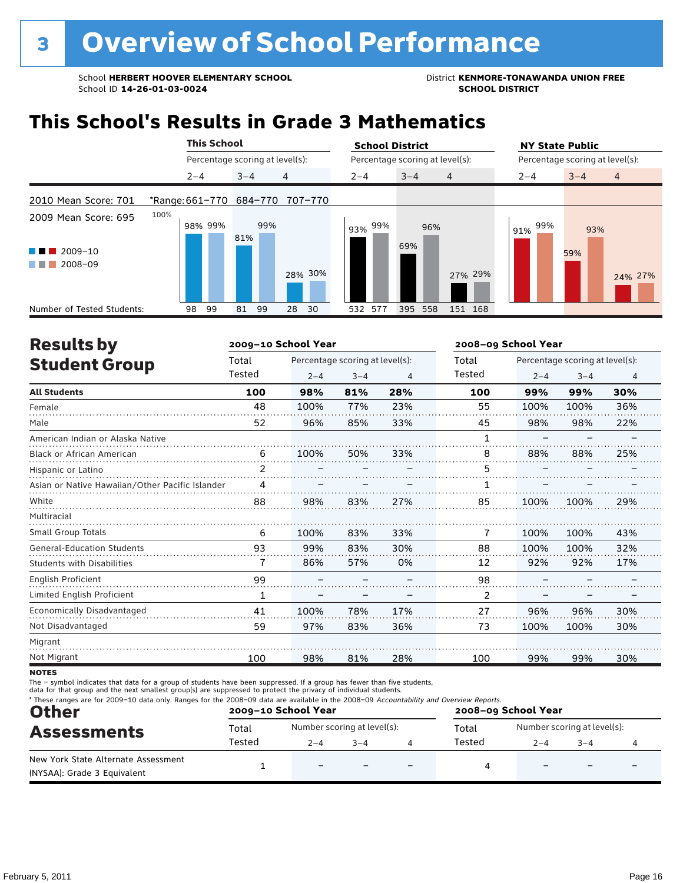# 3 Overview of School Performance

School **HERBERT HOOVER ELEMENTARY SCHOOL**
School ID **14-26-01-03-0024**

District **KENMORE-TONAWANDA UNION FREE SCHOOL DISTRICT**

## This School's Results in Grade 3 Mathematics

2010 Mean Score: 701
2009 Mean Score: 695

■■■ 2009–10
■■■ 2008–09

| | This School | | | School District | | | NY State Public | | |
|---|---|---|---|---|---|---|---|---|---|
| Percentage scoring at level(s): | 2–4 | 3–4 | 4 | 2–4 | 3–4 | 4 | 2–4 | 3–4 | 4 |
| *Range | 661–770 | 684–770 | 707–770 | | | | | | |
| 2009–10 | 98% | 81% | 28% | 93% | 69% | 27% | 91% | 59% | 24% |
| 2008–09 | 99% | 99% | 30% | 99% | 96% | 29% | 99% | 93% | 27% |
| Number of Tested Students: 2009–10 | 98 | 81 | 28 | 532 | 395 | 151 | | | |
| Number of Tested Students: 2008–09 | 99 | 99 | 30 | 577 | 558 | 168 | | | |

## Results by Student Group

| | 2009–10 School Year | | | | 2008–09 School Year | | | |
|---|---|---|---|---|---|---|---|---|
| | Total Tested | Percentage scoring at level(s): 2–4 | 3–4 | 4 | Total Tested | Percentage scoring at level(s): 2–4 | 3–4 | 4 |
| **All Students** | **100** | **98%** | **81%** | **28%** | **100** | **99%** | **99%** | **30%** |
| Female | 48 | 100% | 77% | 23% | 55 | 100% | 100% | 36% |
| Male | 52 | 96% | 85% | 33% | 45 | 98% | 98% | 22% |
| American Indian or Alaska Native | | | | | 1 | – | – | – |
| Black or African American | 6 | 100% | 50% | 33% | 8 | 88% | 88% | 25% |
| Hispanic or Latino | 2 | – | – | – | 5 | – | – | – |
| Asian or Native Hawaiian/Other Pacific Islander | 4 | – | – | – | 1 | – | – | – |
| White | 88 | 98% | 83% | 27% | 85 | 100% | 100% | 29% |
| Multiracial | | | | | | | | |
| Small Group Totals | 6 | 100% | 83% | 33% | 7 | 100% | 100% | 43% |
| General-Education Students | 93 | 99% | 83% | 30% | 88 | 100% | 100% | 32% |
| Students with Disabilities | 7 | 86% | 57% | 0% | 12 | 92% | 92% | 17% |
| English Proficient | 99 | – | – | – | 98 | – | – | – |
| Limited English Proficient | 1 | – | – | – | 2 | – | – | – |
| Economically Disadvantaged | 41 | 100% | 78% | 17% | 27 | 96% | 96% | 30% |
| Not Disadvantaged | 59 | 97% | 83% | 36% | 73 | 100% | 100% | 30% |
| Migrant | | | | | | | | |
| Not Migrant | 100 | 98% | 81% | 28% | 100 | 99% | 99% | 30% |

**NOTES**

The – symbol indicates that data for a group of students have been suppressed. If a group has fewer than five students, data for that group and the next smallest group(s) are suppressed to protect the privacy of individual students.

\* These ranges are for 2009–10 data only. Ranges for the 2008–09 data are available in the 2008–09 *Accountability and Overview Reports.*

## Other Assessments

| | 2009–10 School Year | | | | 2008–09 School Year | | | |
|---|---|---|---|---|---|---|---|---|
| | Total Tested | Number scoring at level(s): 2–4 | 3–4 | 4 | Total Tested | Number scoring at level(s): 2–4 | 3–4 | 4 |
| New York State Alternate Assessment (NYSAA): Grade 3 Equivalent | 1 | – | – | – | 4 | – | – | – |

February 5, 2011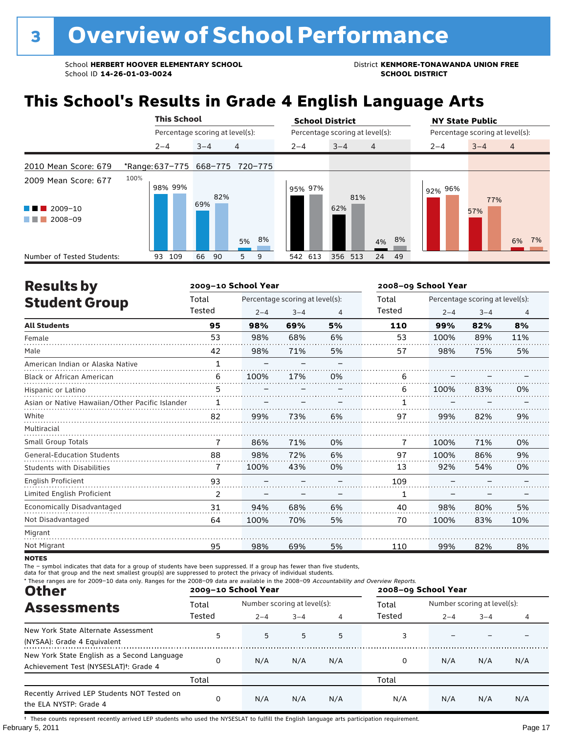# 3 Overview of School Performance

School **HERBERT HOOVER ELEMENTARY SCHOOL**
School ID **14-26-01-03-0024**

District **KENMORE-TONAWANDA UNION FREE SCHOOL DISTRICT**

## This School's Results in Grade 4 English Language Arts

2010 Mean Score: 679
2009 Mean Score: 677

■■■ 2009–10
■■■ 2008–09

| | This School | | | School District | | | NY State Public | | |
|---|---|---|---|---|---|---|---|---|---|
| Percentage scoring at level(s): | 2–4 | 3–4 | 4 | 2–4 | 3–4 | 4 | 2–4 | 3–4 | 4 |
| *Range: | 637–775 | 668–775 | 720–775 | | | | | | |
| 2009–10 | 98% | 69% | 5% | 95% | 62% | 4% | 92% | 57% | 6% |
| 2008–09 | 99% | 82% | 8% | 97% | 81% | 8% | 96% | 77% | 7% |
| Number of Tested Students (2009–10) | 93 | 66 | 5 | 542 | 356 | 24 | | | |
| Number of Tested Students (2008–09) | 109 | 90 | 9 | 613 | 513 | 49 | | | |

## Results by Student Group

| | 2009–10 School Year | | | | 2008–09 School Year | | | |
|---|---|---|---|---|---|---|---|---|
| | Total Tested | Percentage scoring at level(s): 2–4 | 3–4 | 4 | Total Tested | Percentage scoring at level(s): 2–4 | 3–4 | 4 |
| **All Students** | **95** | **98%** | **69%** | **5%** | **110** | **99%** | **82%** | **8%** |
| Female | 53 | 98% | 68% | 6% | 53 | 100% | 89% | 11% |
| Male | 42 | 98% | 71% | 5% | 57 | 98% | 75% | 5% |
| American Indian or Alaska Native | 1 | – | – | – | | | | |
| Black or African American | 6 | 100% | 17% | 0% | 6 | – | – | – |
| Hispanic or Latino | 5 | – | – | – | 6 | 100% | 83% | 0% |
| Asian or Native Hawaiian/Other Pacific Islander | 1 | – | – | – | 1 | – | – | – |
| White | 82 | 99% | 73% | 6% | 97 | 99% | 82% | 9% |
| Multiracial | | | | | | | | |
| Small Group Totals | 7 | 86% | 71% | 0% | 7 | 100% | 71% | 0% |
| General-Education Students | 88 | 98% | 72% | 6% | 97 | 100% | 86% | 9% |
| Students with Disabilities | 7 | 100% | 43% | 0% | 13 | 92% | 54% | 0% |
| English Proficient | 93 | – | – | – | 109 | – | – | – |
| Limited English Proficient | 2 | – | – | – | 1 | – | – | – |
| Economically Disadvantaged | 31 | 94% | 68% | 6% | 40 | 98% | 80% | 5% |
| Not Disadvantaged | 64 | 100% | 70% | 5% | 70 | 100% | 83% | 10% |
| Migrant | | | | | | | | |
| Not Migrant | 95 | 98% | 69% | 5% | 110 | 99% | 82% | 8% |

**NOTES**

The – symbol indicates that data for a group of students have been suppressed. If a group has fewer than five students, data for that group and the next smallest group(s) are suppressed to protect the privacy of individual students.

\* These ranges are for 2009–10 data only. Ranges for the 2008–09 data are available in the 2008–09 *Accountability and Overview Reports.*

## Other Assessments

| | 2009–10 School Year | | | | 2008–09 School Year | | | |
|---|---|---|---|---|---|---|---|---|
| | Total Tested | Number scoring at level(s): 2–4 | 3–4 | 4 | Total Tested | Number scoring at level(s): 2–4 | 3–4 | 4 |
| New York State Alternate Assessment (NYSAA): Grade 4 Equivalent | 5 | 5 | 5 | 5 | 3 | – | – | – |
| New York State English as a Second Language Achievement Test (NYSESLAT)†: Grade 4 | 0 | N/A | N/A | N/A | 0 | N/A | N/A | N/A |
| | Total | | | | Total | | | |
| Recently Arrived LEP Students NOT Tested on the ELA NYSTP: Grade 4 | 0 | N/A | N/A | N/A | N/A | N/A | N/A | N/A |

† These counts represent recently arrived LEP students who used the NYSESLAT to fulfill the English language arts participation requirement.

February 5, 2011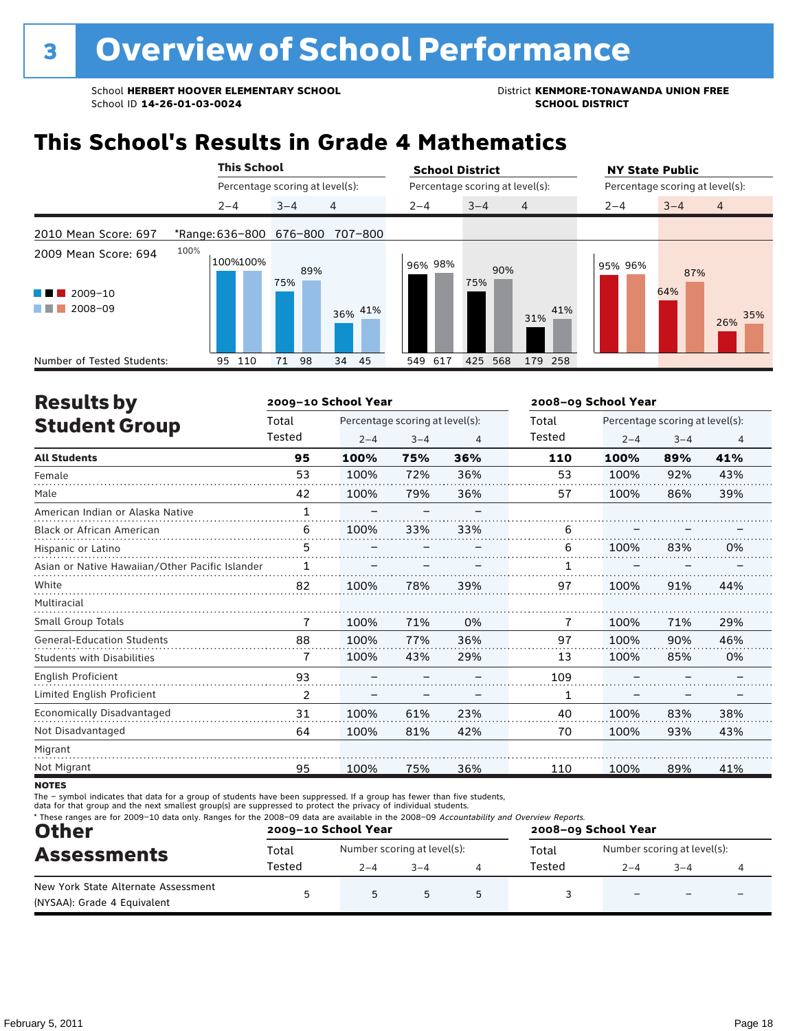# 3 Overview of School Performance

School **HERBERT HOOVER ELEMENTARY SCHOOL**
School ID **14-26-01-03-0024**

District **KENMORE-TONAWANDA UNION FREE SCHOOL DISTRICT**

## This School's Results in Grade 4 Mathematics

| | This School 2–4 | This School 3–4 | This School 4 | School District 2–4 | School District 3–4 | School District 4 | NY State Public 2–4 | NY State Public 3–4 | NY State Public 4 |
|---|---|---|---|---|---|---|---|---|---|
| 2010 Mean Score: 697 | *Range: 636–800 | 676–800 | 707–800 | | | | | | |
| 2009 Mean Score: 694 | | | | | | | | | |
| 2009–10 | 100% | 75% | 36% | 96% | 75% | 31% | 95% | 64% | 26% |
| 2008–09 | 100% | 89% | 41% | 98% | 90% | 41% | 96% | 87% | 35% |
| Number of Tested Students: 2009–10 | 95 | 71 | 34 | 549 | 425 | 179 | | | |
| Number of Tested Students: 2008–09 | 110 | 98 | 45 | 617 | 568 | 258 | | | |

## Results by Student Group

| | 2009–10 Total Tested | 2009–10 2–4 | 2009–10 3–4 | 2009–10 4 | 2008–09 Total Tested | 2008–09 2–4 | 2008–09 3–4 | 2008–09 4 |
|---|---|---|---|---|---|---|---|---|
| **All Students** | **95** | **100%** | **75%** | **36%** | **110** | **100%** | **89%** | **41%** |
| Female | 53 | 100% | 72% | 36% | 53 | 100% | 92% | 43% |
| Male | 42 | 100% | 79% | 36% | 57 | 100% | 86% | 39% |
| American Indian or Alaska Native | 1 | – | – | – | | | | |
| Black or African American | 6 | 100% | 33% | 33% | 6 | – | – | – |
| Hispanic or Latino | 5 | – | – | – | 6 | 100% | 83% | 0% |
| Asian or Native Hawaiian/Other Pacific Islander | 1 | – | – | – | 1 | – | – | – |
| White | 82 | 100% | 78% | 39% | 97 | 100% | 91% | 44% |
| Multiracial | | | | | | | | |
| Small Group Totals | 7 | 100% | 71% | 0% | 7 | 100% | 71% | 29% |
| General-Education Students | 88 | 100% | 77% | 36% | 97 | 100% | 90% | 46% |
| Students with Disabilities | 7 | 100% | 43% | 29% | 13 | 100% | 85% | 0% |
| English Proficient | 93 | – | – | – | 109 | – | – | – |
| Limited English Proficient | 2 | – | – | – | 1 | – | – | – |
| Economically Disadvantaged | 31 | 100% | 61% | 23% | 40 | 100% | 83% | 38% |
| Not Disadvantaged | 64 | 100% | 81% | 42% | 70 | 100% | 93% | 43% |
| Migrant | | | | | | | | |
| Not Migrant | 95 | 100% | 75% | 36% | 110 | 100% | 89% | 41% |

**NOTES**

The – symbol indicates that data for a group of students have been suppressed. If a group has fewer than five students, data for that group and the next smallest group(s) are suppressed to protect the privacy of individual students.

\* These ranges are for 2009–10 data only. Ranges for the 2008–09 data are available in the 2008–09 *Accountability and Overview Reports.*

## Other Assessments

| | 2009–10 Total Tested | 2009–10 2–4 | 2009–10 3–4 | 2009–10 4 | 2008–09 Total Tested | 2008–09 2–4 | 2008–09 3–4 | 2008–09 4 |
|---|---|---|---|---|---|---|---|---|
| New York State Alternate Assessment (NYSAA): Grade 4 Equivalent | 5 | 5 | 5 | 5 | 3 | – | – | – |

February 5, 2011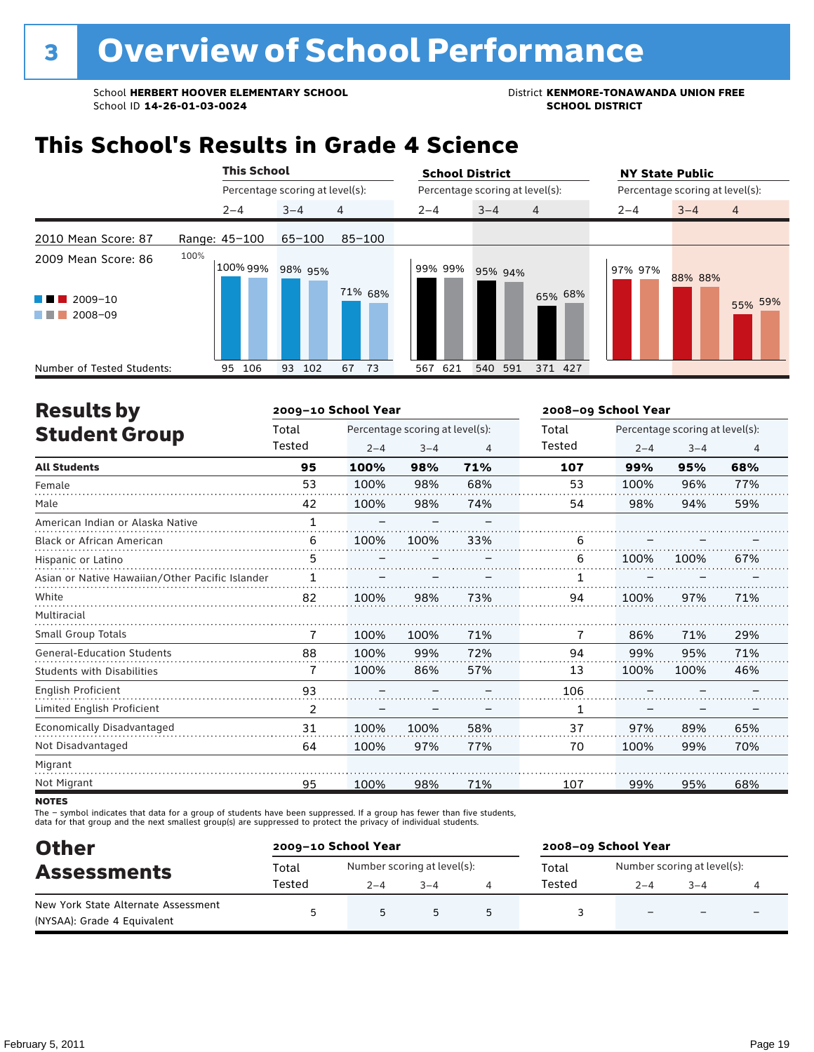# 3 Overview of School Performance

School **HERBERT HOOVER ELEMENTARY SCHOOL**
School ID **14-26-01-03-0024**

District **KENMORE-TONAWANDA UNION FREE SCHOOL DISTRICT**

## This School's Results in Grade 4 Science

2010 Mean Score: 87
2009 Mean Score: 86

| | This School 2–4 | This School 3–4 | This School 4 | School District 2–4 | School District 3–4 | School District 4 | NY State Public 2–4 | NY State Public 3–4 | NY State Public 4 |
|---|---|---|---|---|---|---|---|---|---|
| Range | 45–100 | 65–100 | 85–100 | | | | | | |
| 2009–10 | 100% | 98% | 71% | 99% | 95% | 65% | 97% | 88% | 55% |
| 2008–09 | 99% | 95% | 68% | 99% | 94% | 68% | 97% | 88% | 59% |
| Number of Tested Students 2009–10 | 95 | 93 | 67 | 567 | 540 | 371 | | | |
| Number of Tested Students 2008–09 | 106 | 102 | 73 | 621 | 591 | 427 | | | |

## Results by Student Group

| | 2009–10 Total Tested | 2009–10 2–4 | 2009–10 3–4 | 2009–10 4 | 2008–09 Total Tested | 2008–09 2–4 | 2008–09 3–4 | 2008–09 4 |
|---|---|---|---|---|---|---|---|---|
| **All Students** | **95** | **100%** | **98%** | **71%** | **107** | **99%** | **95%** | **68%** |
| Female | 53 | 100% | 98% | 68% | 53 | 100% | 96% | 77% |
| Male | 42 | 100% | 98% | 74% | 54 | 98% | 94% | 59% |
| American Indian or Alaska Native | 1 | – | – | – | | | | |
| Black or African American | 6 | 100% | 100% | 33% | 6 | – | – | – |
| Hispanic or Latino | 5 | – | – | – | 6 | 100% | 100% | 67% |
| Asian or Native Hawaiian/Other Pacific Islander | 1 | – | – | – | 1 | – | – | – |
| White | 82 | 100% | 98% | 73% | 94 | 100% | 97% | 71% |
| Multiracial | | | | | | | | |
| Small Group Totals | 7 | 100% | 100% | 71% | 7 | 86% | 71% | 29% |
| General-Education Students | 88 | 100% | 99% | 72% | 94 | 99% | 95% | 71% |
| Students with Disabilities | 7 | 100% | 86% | 57% | 13 | 100% | 100% | 46% |
| English Proficient | 93 | – | – | – | 106 | – | – | – |
| Limited English Proficient | 2 | – | – | – | 1 | – | – | – |
| Economically Disadvantaged | 31 | 100% | 100% | 58% | 37 | 97% | 89% | 65% |
| Not Disadvantaged | 64 | 100% | 97% | 77% | 70 | 100% | 99% | 70% |
| Migrant | | | | | | | | |
| Not Migrant | 95 | 100% | 98% | 71% | 107 | 99% | 95% | 68% |

**NOTES**

The – symbol indicates that data for a group of students have been suppressed. If a group has fewer than five students, data for that group and the next smallest group(s) are suppressed to protect the privacy of individual students.

## Other Assessments

| | 2009–10 Total Tested | 2009–10 2–4 | 2009–10 3–4 | 2009–10 4 | 2008–09 Total Tested | 2008–09 2–4 | 2008–09 3–4 | 2008–09 4 |
|---|---|---|---|---|---|---|---|---|
| New York State Alternate Assessment (NYSAA): Grade 4 Equivalent | 5 | 5 | 5 | 5 | 3 | – | – | – |

February 5, 2011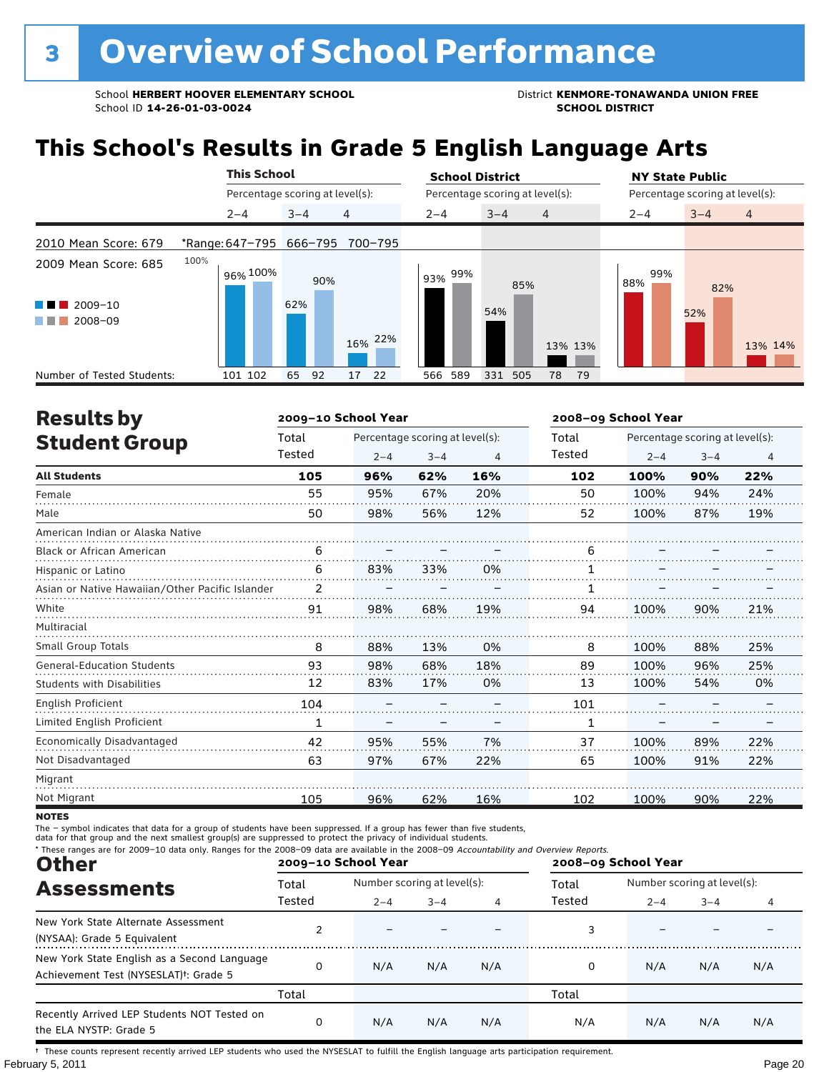# 3 Overview of School Performance

School **HERBERT HOOVER ELEMENTARY SCHOOL**
School ID **14-26-01-03-0024**

District **KENMORE-TONAWANDA UNION FREE SCHOOL DISTRICT**

## This School's Results in Grade 5 English Language Arts

2010 Mean Score: 679
2009 Mean Score: 685

| | This School | | | School District | | | NY State Public | | |
|---|---|---|---|---|---|---|---|---|---|
| Percentage scoring at level(s): | 2–4 | 3–4 | 4 | 2–4 | 3–4 | 4 | 2–4 | 3–4 | 4 |
| *Range | 647–795 | 666–795 | 700–795 | | | | | | |
| 2009–10 | 96% | 62% | 16% | 93% | 54% | 13% | 88% | 52% | 13% |
| 2008–09 | 100% | 90% | 22% | 99% | 85% | 13% | 99% | 82% | 14% |
| Number of Tested Students (2009–10) | 101 | 65 | 17 | 566 | 331 | 78 | | | |
| Number of Tested Students (2008–09) | 102 | 92 | 22 | 589 | 505 | 79 | | | |

## Results by Student Group

| | 2009–10 School Year | | | | 2008–09 School Year | | | |
|---|---|---|---|---|---|---|---|---|
| | Total Tested | Percentage scoring at level(s): 2–4 | 3–4 | 4 | Total Tested | Percentage scoring at level(s): 2–4 | 3–4 | 4 |
| **All Students** | **105** | **96%** | **62%** | **16%** | **102** | **100%** | **90%** | **22%** |
| Female | 55 | 95% | 67% | 20% | 50 | 100% | 94% | 24% |
| Male | 50 | 98% | 56% | 12% | 52 | 100% | 87% | 19% |
| American Indian or Alaska Native | | | | | | | | |
| Black or African American | 6 | – | – | – | 6 | – | – | – |
| Hispanic or Latino | 6 | 83% | 33% | 0% | 1 | – | – | – |
| Asian or Native Hawaiian/Other Pacific Islander | 2 | – | – | – | 1 | – | – | – |
| White | 91 | 98% | 68% | 19% | 94 | 100% | 90% | 21% |
| Multiracial | | | | | | | | |
| Small Group Totals | 8 | 88% | 13% | 0% | 8 | 100% | 88% | 25% |
| General-Education Students | 93 | 98% | 68% | 18% | 89 | 100% | 96% | 25% |
| Students with Disabilities | 12 | 83% | 17% | 0% | 13 | 100% | 54% | 0% |
| English Proficient | 104 | – | – | – | 101 | – | – | – |
| Limited English Proficient | 1 | – | – | – | 1 | – | – | – |
| Economically Disadvantaged | 42 | 95% | 55% | 7% | 37 | 100% | 89% | 22% |
| Not Disadvantaged | 63 | 97% | 67% | 22% | 65 | 100% | 91% | 22% |
| Migrant | | | | | | | | |
| Not Migrant | 105 | 96% | 62% | 16% | 102 | 100% | 90% | 22% |

**NOTES**

The – symbol indicates that data for a group of students have been suppressed. If a group has fewer than five students, data for that group and the next smallest group(s) are suppressed to protect the privacy of individual students.

* These ranges are for 2009–10 data only. Ranges for the 2008–09 data are available in the 2008–09 *Accountability and Overview Reports.*

## Other Assessments

| | 2009–10 School Year | | | | 2008–09 School Year | | | |
|---|---|---|---|---|---|---|---|---|
| | Total Tested | Number scoring at level(s): 2–4 | 3–4 | 4 | Total Tested | Number scoring at level(s): 2–4 | 3–4 | 4 |
| New York State Alternate Assessment (NYSAA): Grade 5 Equivalent | 2 | – | – | – | 3 | – | – | – |
| New York State English as a Second Language Achievement Test (NYSESLAT)†: Grade 5 | 0 | N/A | N/A | N/A | 0 | N/A | N/A | N/A |
| | Total | | | | Total | | | |
| Recently Arrived LEP Students NOT Tested on the ELA NYSTP: Grade 5 | 0 | N/A | N/A | N/A | N/A | N/A | N/A | N/A |

† These counts represent recently arrived LEP students who used the NYSESLAT to fulfill the English language arts participation requirement.

February 5, 2011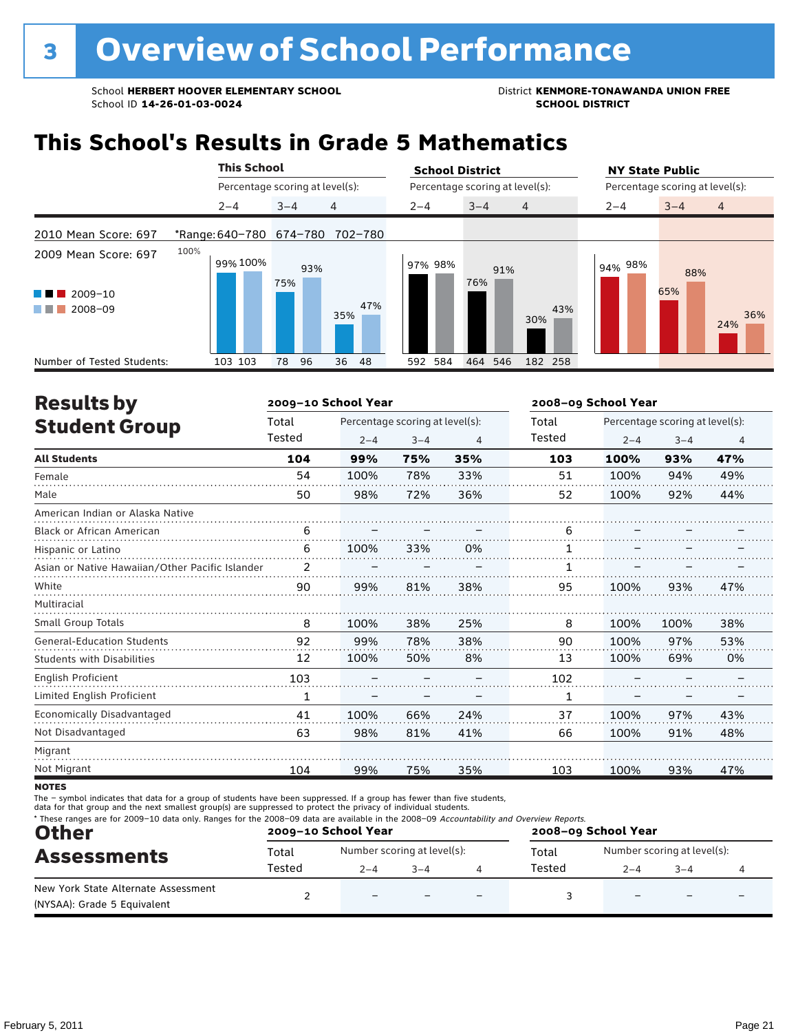# 3 Overview of School Performance

School **HERBERT HOOVER ELEMENTARY SCHOOL**
School ID **14-26-01-03-0024**

District **KENMORE-TONAWANDA UNION FREE SCHOOL DISTRICT**

## This School's Results in Grade 5 Mathematics

2010 Mean Score: 697
2009 Mean Score: 697

\*Range: 640–780 (Levels 2–4), 674–780 (Levels 3–4), 702–780 (Level 4)

| | This School 2–4 | | This School 3–4 | | This School 4 | | School District 2–4 | | School District 3–4 | | School District 4 | | NY State Public 2–4 | | NY State Public 3–4 | | NY State Public 4 | |
|---|---|---|---|---|---|---|---|---|---|---|---|---|---|---|---|---|---|---|
| | 2009–10 | 2008–09 | 2009–10 | 2008–09 | 2009–10 | 2008–09 | 2009–10 | 2008–09 | 2009–10 | 2008–09 | 2009–10 | 2008–09 | 2009–10 | 2008–09 | 2009–10 | 2008–09 | 2009–10 | 2008–09 |
| Percentage | 99% | 100% | 75% | 93% | 35% | 47% | 97% | 98% | 76% | 91% | 30% | 43% | 94% | 98% | 65% | 88% | 24% | 36% |
| Number of Tested Students | 103 | 103 | 78 | 96 | 36 | 48 | 592 | 584 | 464 | 546 | 182 | 258 | | | | | | |

## Results by Student Group

| | 2009–10 Total Tested | 2009–10 2–4 | 2009–10 3–4 | 2009–10 4 | 2008–09 Total Tested | 2008–09 2–4 | 2008–09 3–4 | 2008–09 4 |
|---|---|---|---|---|---|---|---|---|
| **All Students** | **104** | **99%** | **75%** | **35%** | **103** | **100%** | **93%** | **47%** |
| Female | 54 | 100% | 78% | 33% | 51 | 100% | 94% | 49% |
| Male | 50 | 98% | 72% | 36% | 52 | 100% | 92% | 44% |
| American Indian or Alaska Native | | | | | | | | |
| Black or African American | 6 | – | – | – | 6 | – | – | – |
| Hispanic or Latino | 6 | 100% | 33% | 0% | 1 | – | – | – |
| Asian or Native Hawaiian/Other Pacific Islander | 2 | – | – | – | 1 | – | – | – |
| White | 90 | 99% | 81% | 38% | 95 | 100% | 93% | 47% |
| Multiracial | | | | | | | | |
| Small Group Totals | 8 | 100% | 38% | 25% | 8 | 100% | 100% | 38% |
| General-Education Students | 92 | 99% | 78% | 38% | 90 | 100% | 97% | 53% |
| Students with Disabilities | 12 | 100% | 50% | 8% | 13 | 100% | 69% | 0% |
| English Proficient | 103 | – | – | – | 102 | – | – | – |
| Limited English Proficient | 1 | – | – | – | 1 | – | – | – |
| Economically Disadvantaged | 41 | 100% | 66% | 24% | 37 | 100% | 97% | 43% |
| Not Disadvantaged | 63 | 98% | 81% | 41% | 66 | 100% | 91% | 48% |
| Migrant | | | | | | | | |
| Not Migrant | 104 | 99% | 75% | 35% | 103 | 100% | 93% | 47% |

**NOTES**

The – symbol indicates that data for a group of students have been suppressed. If a group has fewer than five students, data for that group and the next smallest group(s) are suppressed to protect the privacy of individual students.

\* These ranges are for 2009–10 data only. Ranges for the 2008–09 data are available in the 2008–09 *Accountability and Overview Reports.*

## Other Assessments

| | 2009–10 Total Tested | 2009–10 2–4 | 2009–10 3–4 | 2009–10 4 | 2008–09 Total Tested | 2008–09 2–4 | 2008–09 3–4 | 2008–09 4 |
|---|---|---|---|---|---|---|---|---|
| New York State Alternate Assessment (NYSAA): Grade 5 Equivalent | 2 | – | – | – | 3 | – | – | – |

(Number scoring at level(s))

February 5, 2011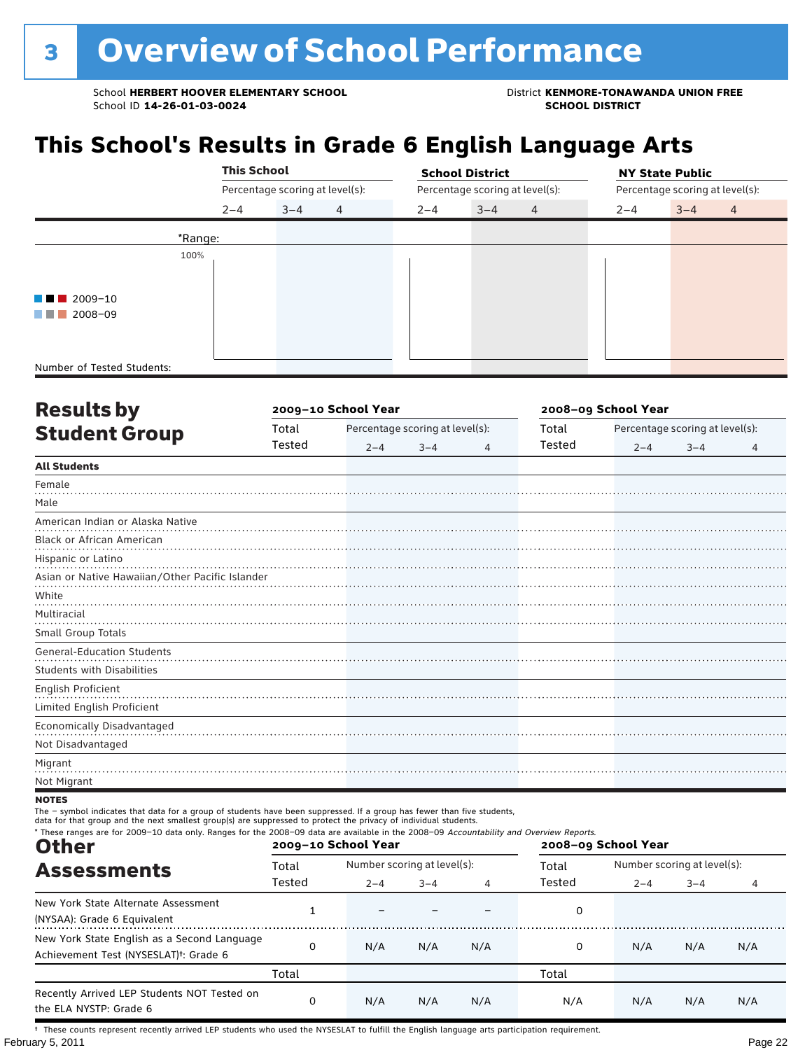# 3 Overview of School Performance

School **HERBERT HOOVER ELEMENTARY SCHOOL**
School ID **14-26-01-03-0024**

District **KENMORE-TONAWANDA UNION FREE SCHOOL DISTRICT**

## This School's Results in Grade 6 English Language Arts

| | This School | | | School District | | | NY State Public | | |
|---|---|---|---|---|---|---|---|---|---|
| | Percentage scoring at level(s): | | | Percentage scoring at level(s): | | | Percentage scoring at level(s): | | |
| | 2–4 | 3–4 | 4 | 2–4 | 3–4 | 4 | 2–4 | 3–4 | 4 |
| *Range: | | | | | | | | | |
| 100% | | | | | | | | | |
| 2009–10 | | | | | | | | | |
| 2008–09 | | | | | | | | | |
| Number of Tested Students: | | | | | | | | | |

## Results by Student Group

| | 2009–10 School Year | | | | 2008–09 School Year | | | |
|---|---|---|---|---|---|---|---|---|
| | Total Tested | Percentage scoring at level(s): | | | Total Tested | Percentage scoring at level(s): | | |
| | | 2–4 | 3–4 | 4 | | 2–4 | 3–4 | 4 |
| **All Students** | | | | | | | | |
| Female | | | | | | | | |
| Male | | | | | | | | |
| American Indian or Alaska Native | | | | | | | | |
| Black or African American | | | | | | | | |
| Hispanic or Latino | | | | | | | | |
| Asian or Native Hawaiian/Other Pacific Islander | | | | | | | | |
| White | | | | | | | | |
| Multiracial | | | | | | | | |
| Small Group Totals | | | | | | | | |
| General-Education Students | | | | | | | | |
| Students with Disabilities | | | | | | | | |
| English Proficient | | | | | | | | |
| Limited English Proficient | | | | | | | | |
| Economically Disadvantaged | | | | | | | | |
| Not Disadvantaged | | | | | | | | |
| Migrant | | | | | | | | |
| Not Migrant | | | | | | | | |

**NOTES**

The – symbol indicates that data for a group of students have been suppressed. If a group has fewer than five students, data for that group and the next smallest group(s) are suppressed to protect the privacy of individual students.

\* These ranges are for 2009–10 data only. Ranges for the 2008–09 data are available in the 2008–09 *Accountability and Overview Reports.*

## Other Assessments

| | 2009–10 School Year | | | | 2008–09 School Year | | | |
|---|---|---|---|---|---|---|---|---|
| | Total Tested | Number scoring at level(s): | | | Total Tested | Number scoring at level(s): | | |
| | | 2–4 | 3–4 | 4 | | 2–4 | 3–4 | 4 |
| New York State Alternate Assessment (NYSAA): Grade 6 Equivalent | 1 | – | – | – | 0 | | | |
| New York State English as a Second Language Achievement Test (NYSESLAT)†: Grade 6 | 0 | N/A | N/A | N/A | 0 | N/A | N/A | N/A |
| | Total | | | | Total | | | |
| Recently Arrived LEP Students NOT Tested on the ELA NYSTP: Grade 6 | 0 | N/A | N/A | N/A | N/A | N/A | N/A | N/A |

† These counts represent recently arrived LEP students who used the NYSESLAT to fulfill the English language arts participation requirement.

February 5, 2011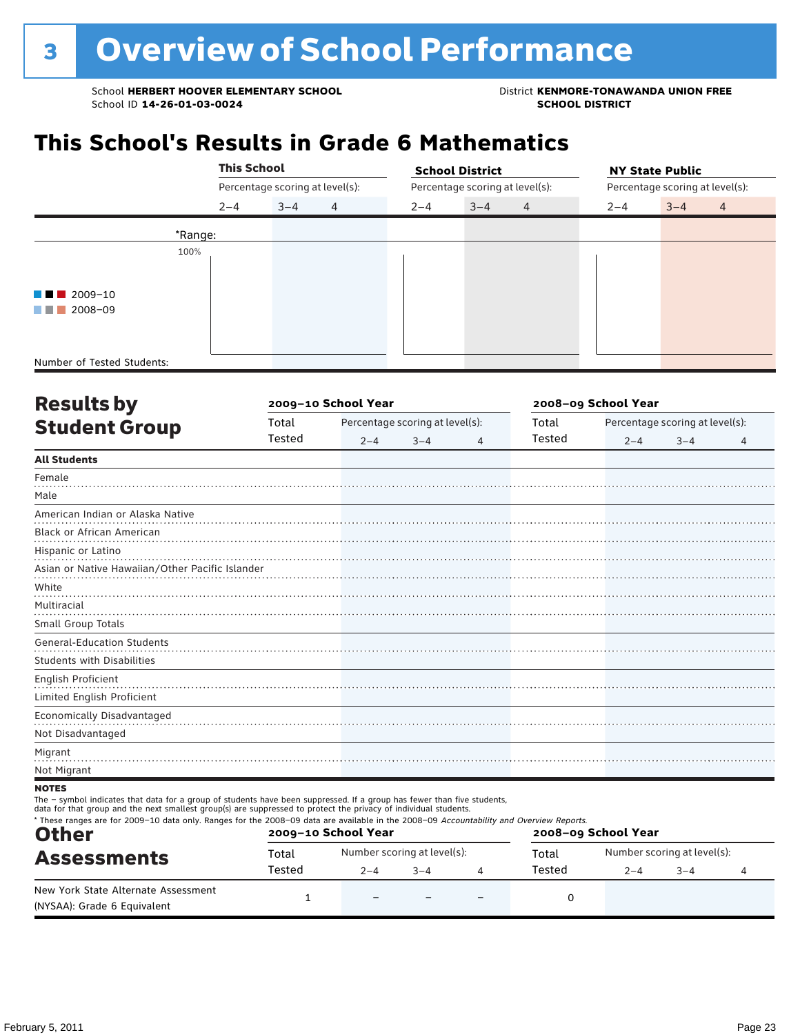# 3 Overview of School Performance

School **HERBERT HOOVER ELEMENTARY SCHOOL**
School ID **14-26-01-03-0024**

District **KENMORE-TONAWANDA UNION FREE SCHOOL DISTRICT**

## This School's Results in Grade 6 Mathematics

**This School** — Percentage scoring at level(s): 2–4 | 3–4 | 4

**School District** — Percentage scoring at level(s): 2–4 | 3–4 | 4

**NY State Public** — Percentage scoring at level(s): 2–4 | 3–4 | 4

*Range:

100%

2009–10
2008–09

Number of Tested Students:

## Results by Student Group

| | 2009–10 School Year | | | | 2008–09 School Year | | | |
|---|---|---|---|---|---|---|---|---|
| | Total Tested | Percentage scoring at level(s): 2–4 | 3–4 | 4 | Total Tested | Percentage scoring at level(s): 2–4 | 3–4 | 4 |
| **All Students** | | | | | | | | |
| Female | | | | | | | | |
| Male | | | | | | | | |
| American Indian or Alaska Native | | | | | | | | |
| Black or African American | | | | | | | | |
| Hispanic or Latino | | | | | | | | |
| Asian or Native Hawaiian/Other Pacific Islander | | | | | | | | |
| White | | | | | | | | |
| Multiracial | | | | | | | | |
| Small Group Totals | | | | | | | | |
| General-Education Students | | | | | | | | |
| Students with Disabilities | | | | | | | | |
| English Proficient | | | | | | | | |
| Limited English Proficient | | | | | | | | |
| Economically Disadvantaged | | | | | | | | |
| Not Disadvantaged | | | | | | | | |
| Migrant | | | | | | | | |
| Not Migrant | | | | | | | | |

**NOTES**

The – symbol indicates that data for a group of students have been suppressed. If a group has fewer than five students, data for that group and the next smallest group(s) are suppressed to protect the privacy of individual students.

\* These ranges are for 2009–10 data only. Ranges for the 2008–09 data are available in the 2008–09 *Accountability and Overview Reports*.

## Other Assessments

| | 2009–10 School Year | | | | 2008–09 School Year | | | |
|---|---|---|---|---|---|---|---|---|
| | Total Tested | Number scoring at level(s): 2–4 | 3–4 | 4 | Total Tested | Number scoring at level(s): 2–4 | 3–4 | 4 |
| New York State Alternate Assessment (NYSAA): Grade 6 Equivalent | 1 | – | – | – | 0 | | | |

February 5, 2011